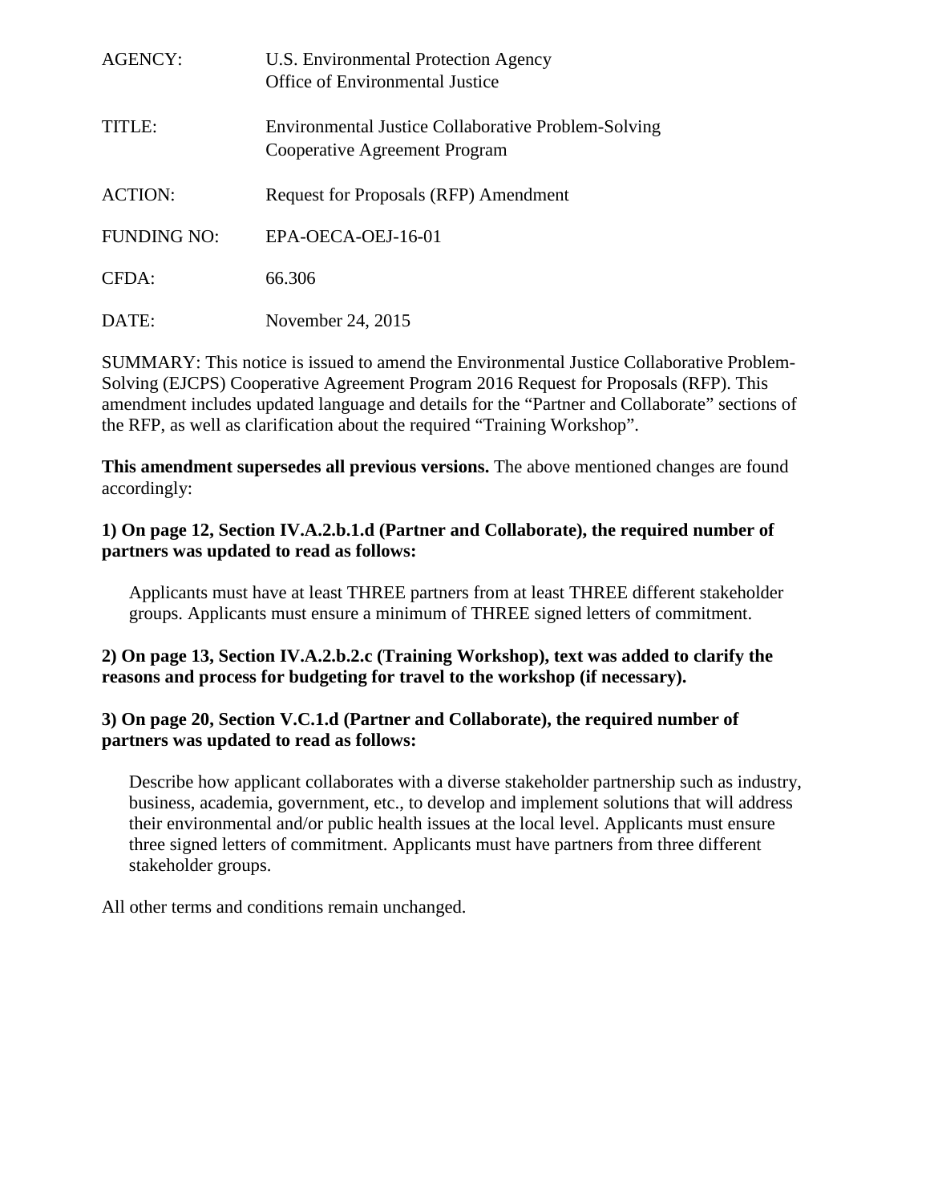| | |
|---|---|
| AGENCY: | U.S. Environmental Protection Agency<br>Office of Environmental Justice |
| TITLE: | Environmental Justice Collaborative Problem-Solving Cooperative Agreement Program |
| ACTION: | Request for Proposals (RFP) Amendment |
| FUNDING NO: | EPA-OECA-OEJ-16-01 |
| CFDA: | 66.306 |
| DATE: | November 24, 2015 |

SUMMARY: This notice is issued to amend the Environmental Justice Collaborative Problem-Solving (EJCPS) Cooperative Agreement Program 2016 Request for Proposals (RFP). This amendment includes updated language and details for the "Partner and Collaborate" sections of the RFP, as well as clarification about the required "Training Workshop".

**This amendment supersedes all previous versions.** The above mentioned changes are found accordingly:

**1) On page 12, Section IV.A.2.b.1.d (Partner and Collaborate), the required number of partners was updated to read as follows:**

> Applicants must have at least THREE partners from at least THREE different stakeholder groups. Applicants must ensure a minimum of THREE signed letters of commitment.

**2) On page 13, Section IV.A.2.b.2.c (Training Workshop), text was added to clarify the reasons and process for budgeting for travel to the workshop (if necessary).**

**3) On page 20, Section V.C.1.d (Partner and Collaborate), the required number of partners was updated to read as follows:**

> Describe how applicant collaborates with a diverse stakeholder partnership such as industry, business, academia, government, etc., to develop and implement solutions that will address their environmental and/or public health issues at the local level. Applicants must ensure three signed letters of commitment. Applicants must have partners from three different stakeholder groups.

All other terms and conditions remain unchanged.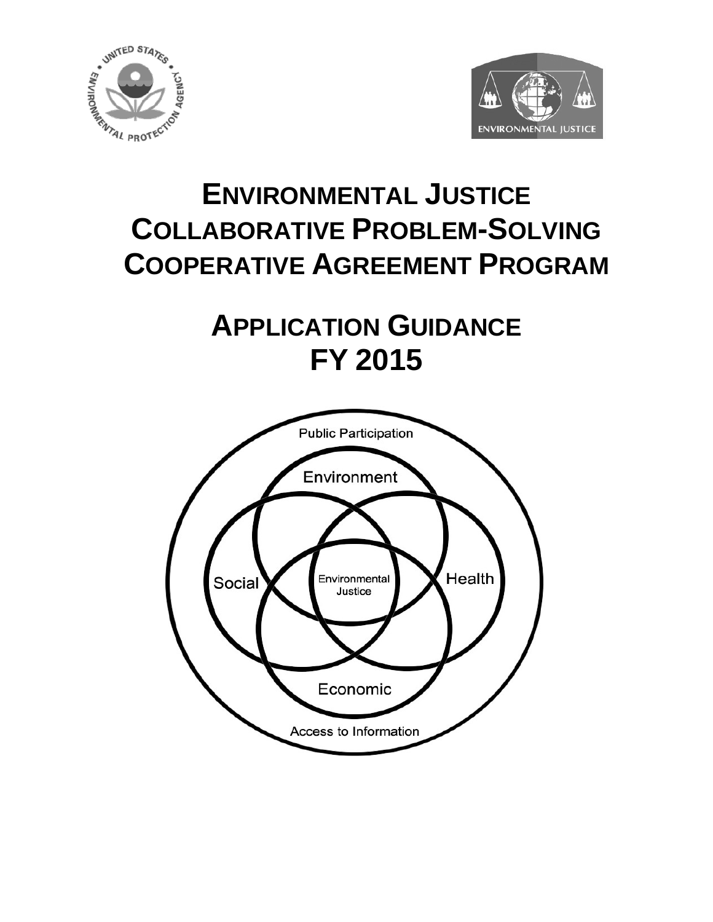# ENVIRONMENTAL JUSTICE COLLABORATIVE PROBLEM-SOLVING COOPERATIVE AGREEMENT PROGRAM

# APPLICATION GUIDANCE FY 2015

Public Participation

Environment

Social

Environmental Justice

Health

Economic

Access to Information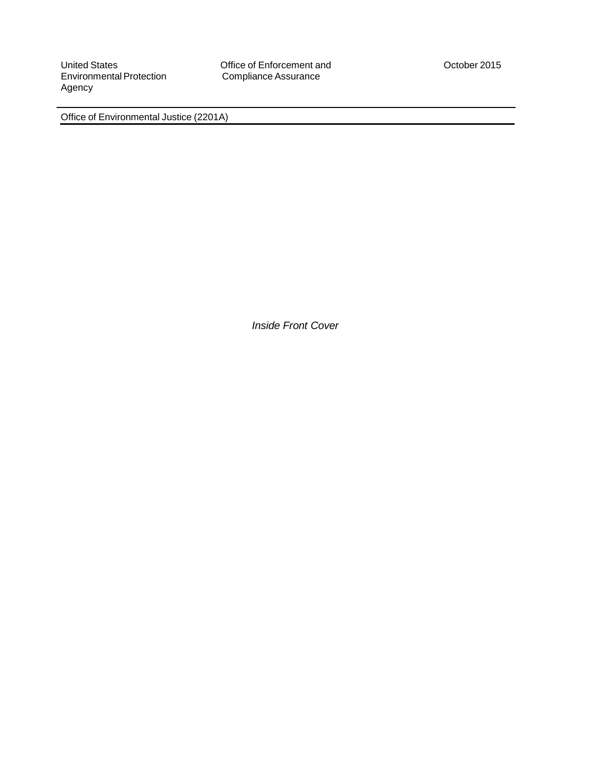United States Environmental Protection Agency

Office of Enforcement and Compliance Assurance

October 2015

Office of Environmental Justice (2201A)

*Inside Front Cover*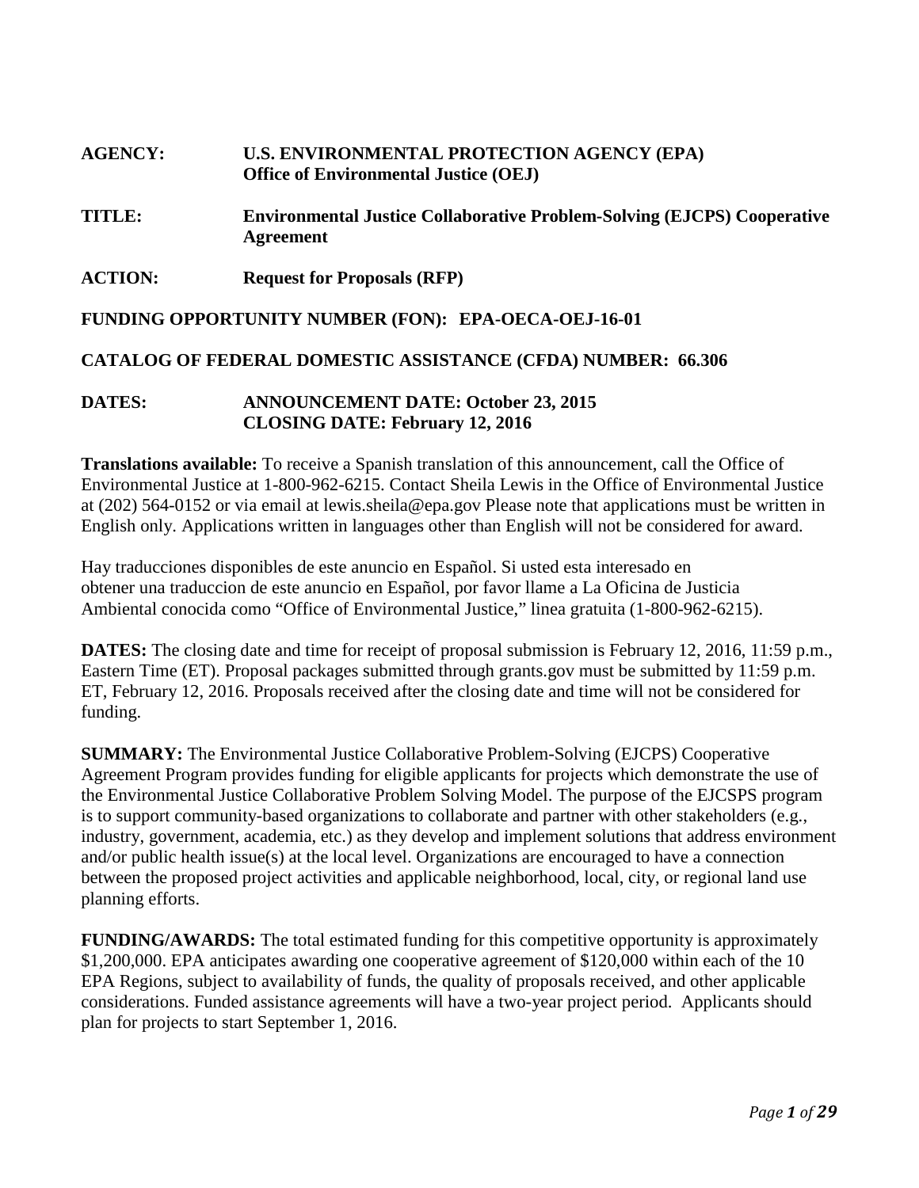**AGENCY:** **U.S. ENVIRONMENTAL PROTECTION AGENCY (EPA)**
**Office of Environmental Justice (OEJ)**

**TITLE:** **Environmental Justice Collaborative Problem-Solving (EJCPS) Cooperative Agreement**

**ACTION:** **Request for Proposals (RFP)**

**FUNDING OPPORTUNITY NUMBER (FON): EPA-OECA-OEJ-16-01**

**CATALOG OF FEDERAL DOMESTIC ASSISTANCE (CFDA) NUMBER: 66.306**

**DATES:** **ANNOUNCEMENT DATE: October 23, 2015**
**CLOSING DATE: February 12, 2016**

**Translations available:** To receive a Spanish translation of this announcement, call the Office of Environmental Justice at 1-800-962-6215. Contact Sheila Lewis in the Office of Environmental Justice at (202) 564-0152 or via email at lewis.sheila@epa.gov Please note that applications must be written in English only. Applications written in languages other than English will not be considered for award.

Hay traducciones disponibles de este anuncio en Español. Si usted esta interesado en obtener una traduccion de este anuncio en Español, por favor llame a La Oficina de Justicia Ambiental conocida como "Office of Environmental Justice," linea gratuita (1-800-962-6215).

**DATES:** The closing date and time for receipt of proposal submission is February 12, 2016, 11:59 p.m., Eastern Time (ET). Proposal packages submitted through grants.gov must be submitted by 11:59 p.m. ET, February 12, 2016. Proposals received after the closing date and time will not be considered for funding.

**SUMMARY:** The Environmental Justice Collaborative Problem-Solving (EJCPS) Cooperative Agreement Program provides funding for eligible applicants for projects which demonstrate the use of the Environmental Justice Collaborative Problem Solving Model. The purpose of the EJCSPS program is to support community-based organizations to collaborate and partner with other stakeholders (e.g., industry, government, academia, etc.) as they develop and implement solutions that address environment and/or public health issue(s) at the local level. Organizations are encouraged to have a connection between the proposed project activities and applicable neighborhood, local, city, or regional land use planning efforts.

**FUNDING/AWARDS:** The total estimated funding for this competitive opportunity is approximately $1,200,000. EPA anticipates awarding one cooperative agreement of $120,000 within each of the 10 EPA Regions, subject to availability of funds, the quality of proposals received, and other applicable considerations. Funded assistance agreements will have a two-year project period. Applicants should plan for projects to start September 1, 2016.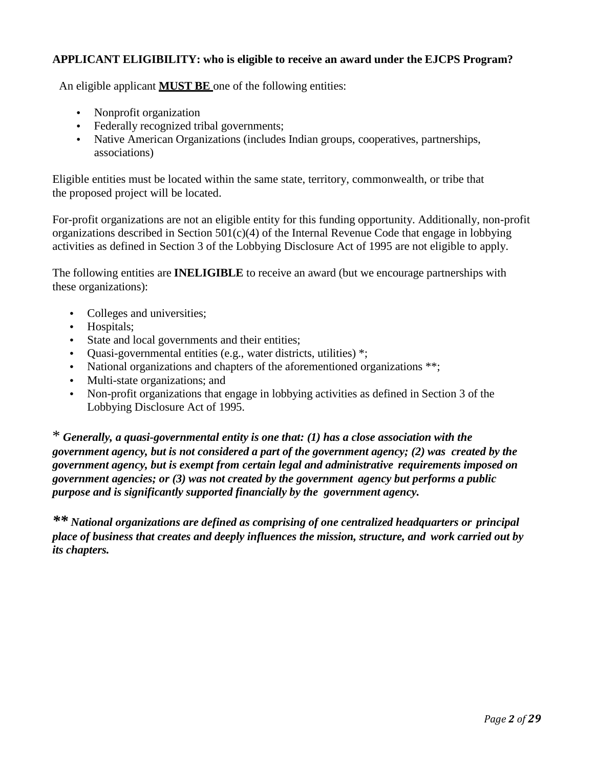**APPLICANT ELIGIBILITY: who is eligible to receive an award under the EJCPS Program?**

An eligible applicant **MUST BE** one of the following entities:

- Nonprofit organization
- Federally recognized tribal governments;
- Native American Organizations (includes Indian groups, cooperatives, partnerships, associations)

Eligible entities must be located within the same state, territory, commonwealth, or tribe that the proposed project will be located.

For-profit organizations are not an eligible entity for this funding opportunity. Additionally, non-profit organizations described in Section 501(c)(4) of the Internal Revenue Code that engage in lobbying activities as defined in Section 3 of the Lobbying Disclosure Act of 1995 are not eligible to apply.

The following entities are **INELIGIBLE** to receive an award (but we encourage partnerships with these organizations):

- Colleges and universities;
- Hospitals;
- State and local governments and their entities;
- Quasi-governmental entities (e.g., water districts, utilities) *;
- National organizations and chapters of the aforementioned organizations **;
- Multi-state organizations; and
- Non-profit organizations that engage in lobbying activities as defined in Section 3 of the Lobbying Disclosure Act of 1995.

*\* Generally, a quasi-governmental entity is one that: (1) has a close association with the government agency, but is not considered a part of the government agency; (2) was created by the government agency, but is exempt from certain legal and administrative requirements imposed on government agencies; or (3) was not created by the government agency but performs a public purpose and is significantly supported financially by the government agency.***

*\*\* National organizations are defined as comprising of one centralized headquarters or principal place of business that creates and deeply influences the mission, structure, and work carried out by its chapters.***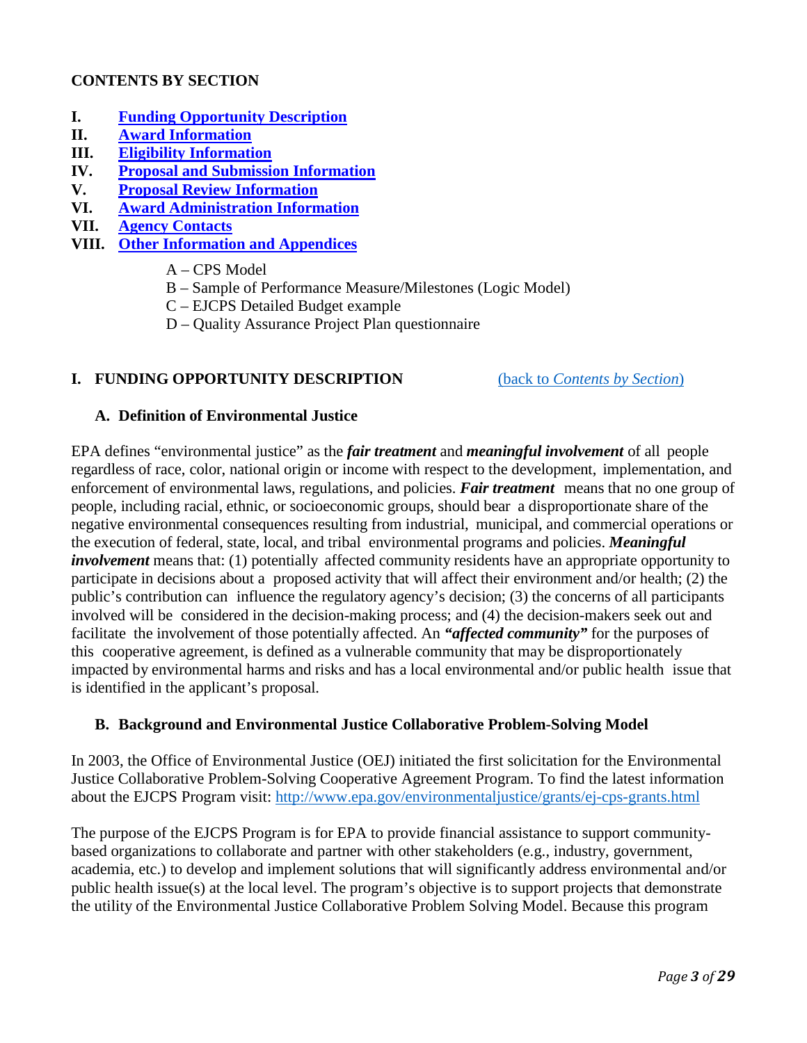**CONTENTS BY SECTION**

- **I.** **Funding Opportunity Description**
- **II.** **Award Information**
- **III.** **Eligibility Information**
- **IV.** **Proposal and Submission Information**
- **V.** **Proposal Review Information**
- **VI.** **Award Administration Information**
- **VII.** **Agency Contacts**
- **VIII.** **Other Information and Appendices**

  A – CPS Model
  B – Sample of Performance Measure/Milestones (Logic Model)
  C – EJCPS Detailed Budget example
  D – Quality Assurance Project Plan questionnaire

## I. FUNDING OPPORTUNITY DESCRIPTION

(back to *Contents by Section*)

### A. Definition of Environmental Justice

EPA defines "environmental justice" as the ***fair treatment*** and ***meaningful involvement*** of all people regardless of race, color, national origin or income with respect to the development, implementation, and enforcement of environmental laws, regulations, and policies. ***Fair treatment*** means that no one group of people, including racial, ethnic, or socioeconomic groups, should bear a disproportionate share of the negative environmental consequences resulting from industrial, municipal, and commercial operations or the execution of federal, state, local, and tribal environmental programs and policies. ***Meaningful involvement*** means that: (1) potentially affected community residents have an appropriate opportunity to participate in decisions about a proposed activity that will affect their environment and/or health; (2) the public's contribution can influence the regulatory agency's decision; (3) the concerns of all participants involved will be considered in the decision-making process; and (4) the decision-makers seek out and facilitate the involvement of those potentially affected. An ***"affected community"*** for the purposes of this cooperative agreement, is defined as a vulnerable community that may be disproportionately impacted by environmental harms and risks and has a local environmental and/or public health issue that is identified in the applicant's proposal.

### B. Background and Environmental Justice Collaborative Problem-Solving Model

In 2003, the Office of Environmental Justice (OEJ) initiated the first solicitation for the Environmental Justice Collaborative Problem-Solving Cooperative Agreement Program. To find the latest information about the EJCPS Program visit: http://www.epa.gov/environmentaljustice/grants/ej-cps-grants.html

The purpose of the EJCPS Program is for EPA to provide financial assistance to support community-based organizations to collaborate and partner with other stakeholders (e.g., industry, government, academia, etc.) to develop and implement solutions that will significantly address environmental and/or public health issue(s) at the local level. The program's objective is to support projects that demonstrate the utility of the Environmental Justice Collaborative Problem Solving Model. Because this program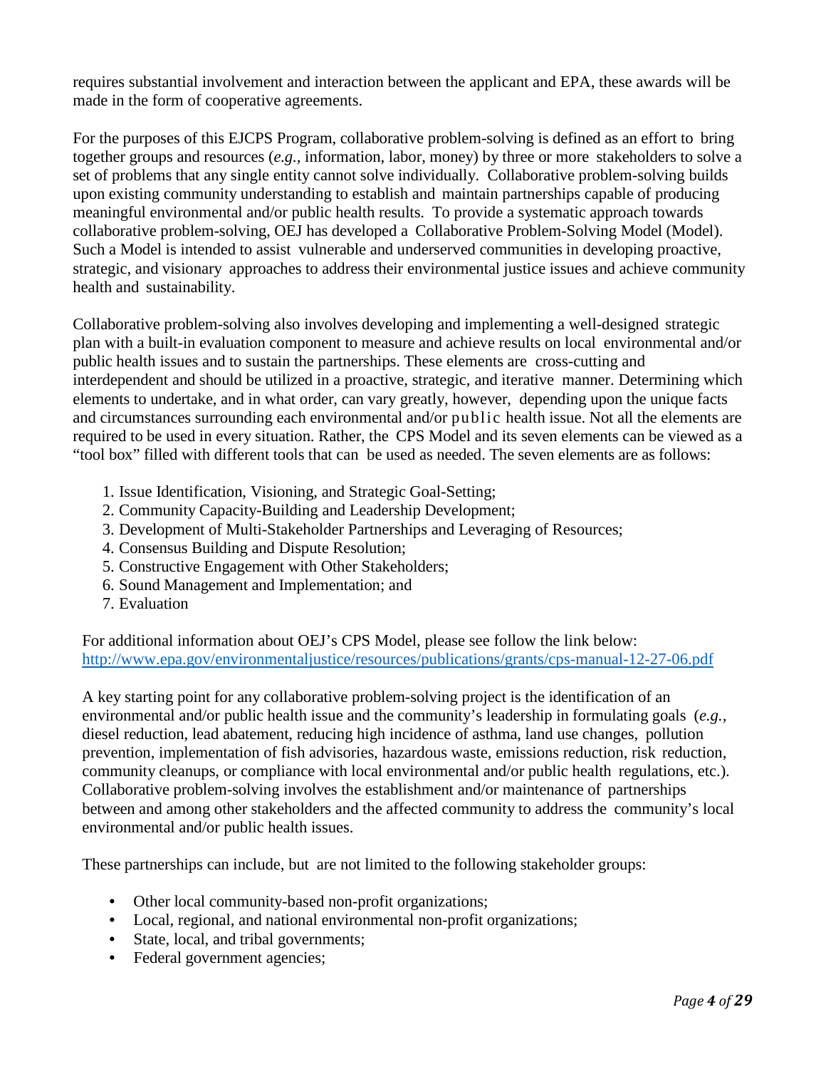requires substantial involvement and interaction between the applicant and EPA, these awards will be made in the form of cooperative agreements.

For the purposes of this EJCPS Program, collaborative problem-solving is defined as an effort to bring together groups and resources (*e.g.*, information, labor, money) by three or more stakeholders to solve a set of problems that any single entity cannot solve individually. Collaborative problem-solving builds upon existing community understanding to establish and maintain partnerships capable of producing meaningful environmental and/or public health results. To provide a systematic approach towards collaborative problem-solving, OEJ has developed a Collaborative Problem-Solving Model (Model). Such a Model is intended to assist vulnerable and underserved communities in developing proactive, strategic, and visionary approaches to address their environmental justice issues and achieve community health and sustainability.

Collaborative problem-solving also involves developing and implementing a well-designed strategic plan with a built-in evaluation component to measure and achieve results on local environmental and/or public health issues and to sustain the partnerships. These elements are cross-cutting and interdependent and should be utilized in a proactive, strategic, and iterative manner. Determining which elements to undertake, and in what order, can vary greatly, however, depending upon the unique facts and circumstances surrounding each environmental and/or public health issue. Not all the elements are required to be used in every situation. Rather, the CPS Model and its seven elements can be viewed as a "tool box" filled with different tools that can be used as needed. The seven elements are as follows:

1. Issue Identification, Visioning, and Strategic Goal-Setting;
2. Community Capacity-Building and Leadership Development;
3. Development of Multi-Stakeholder Partnerships and Leveraging of Resources;
4. Consensus Building and Dispute Resolution;
5. Constructive Engagement with Other Stakeholders;
6. Sound Management and Implementation; and
7. Evaluation

For additional information about OEJ's CPS Model, please see follow the link below: http://www.epa.gov/environmentaljustice/resources/publications/grants/cps-manual-12-27-06.pdf

A key starting point for any collaborative problem-solving project is the identification of an environmental and/or public health issue and the community's leadership in formulating goals (*e.g.*, diesel reduction, lead abatement, reducing high incidence of asthma, land use changes, pollution prevention, implementation of fish advisories, hazardous waste, emissions reduction, risk reduction, community cleanups, or compliance with local environmental and/or public health regulations, etc.). Collaborative problem-solving involves the establishment and/or maintenance of partnerships between and among other stakeholders and the affected community to address the community's local environmental and/or public health issues.

These partnerships can include, but are not limited to the following stakeholder groups:

- Other local community-based non-profit organizations;
- Local, regional, and national environmental non-profit organizations;
- State, local, and tribal governments;
- Federal government agencies;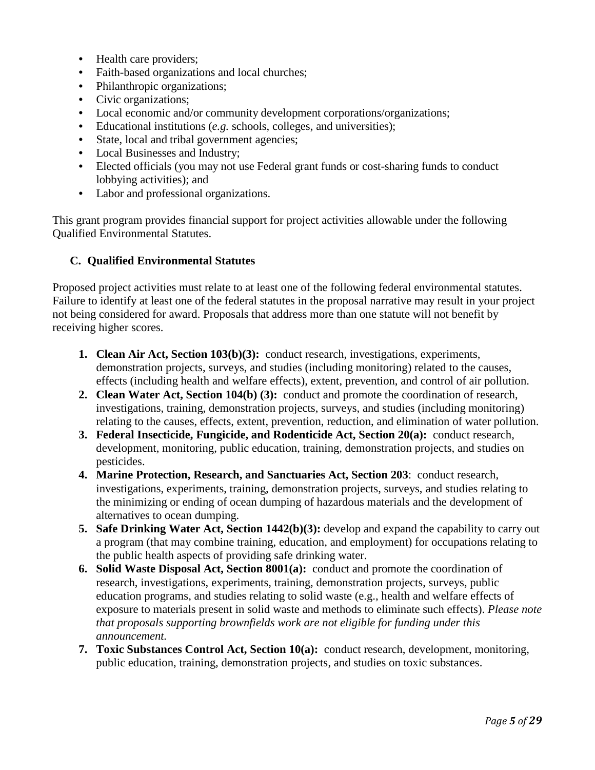- Health care providers;
- Faith-based organizations and local churches;
- Philanthropic organizations;
- Civic organizations;
- Local economic and/or community development corporations/organizations;
- Educational institutions (*e.g.* schools, colleges, and universities);
- State, local and tribal government agencies;
- Local Businesses and Industry;
- Elected officials (you may not use Federal grant funds or cost-sharing funds to conduct lobbying activities); and
- Labor and professional organizations.

This grant program provides financial support for project activities allowable under the following Qualified Environmental Statutes.

### C. Qualified Environmental Statutes

Proposed project activities must relate to at least one of the following federal environmental statutes. Failure to identify at least one of the federal statutes in the proposal narrative may result in your project not being considered for award. Proposals that address more than one statute will not benefit by receiving higher scores.

1. **Clean Air Act, Section 103(b)(3):** conduct research, investigations, experiments, demonstration projects, surveys, and studies (including monitoring) related to the causes, effects (including health and welfare effects), extent, prevention, and control of air pollution.
2. **Clean Water Act, Section 104(b) (3):** conduct and promote the coordination of research, investigations, training, demonstration projects, surveys, and studies (including monitoring) relating to the causes, effects, extent, prevention, reduction, and elimination of water pollution.
3. **Federal Insecticide, Fungicide, and Rodenticide Act, Section 20(a):** conduct research, development, monitoring, public education, training, demonstration projects, and studies on pesticides.
4. **Marine Protection, Research, and Sanctuaries Act, Section 203**: conduct research, investigations, experiments, training, demonstration projects, surveys, and studies relating to the minimizing or ending of ocean dumping of hazardous materials and the development of alternatives to ocean dumping.
5. **Safe Drinking Water Act, Section 1442(b)(3):** develop and expand the capability to carry out a program (that may combine training, education, and employment) for occupations relating to the public health aspects of providing safe drinking water.
6. **Solid Waste Disposal Act, Section 8001(a):** conduct and promote the coordination of research, investigations, experiments, training, demonstration projects, surveys, public education programs, and studies relating to solid waste (e.g., health and welfare effects of exposure to materials present in solid waste and methods to eliminate such effects). *Please note that proposals supporting brownfields work are not eligible for funding under this announcement.*
7. **Toxic Substances Control Act, Section 10(a):** conduct research, development, monitoring, public education, training, demonstration projects, and studies on toxic substances.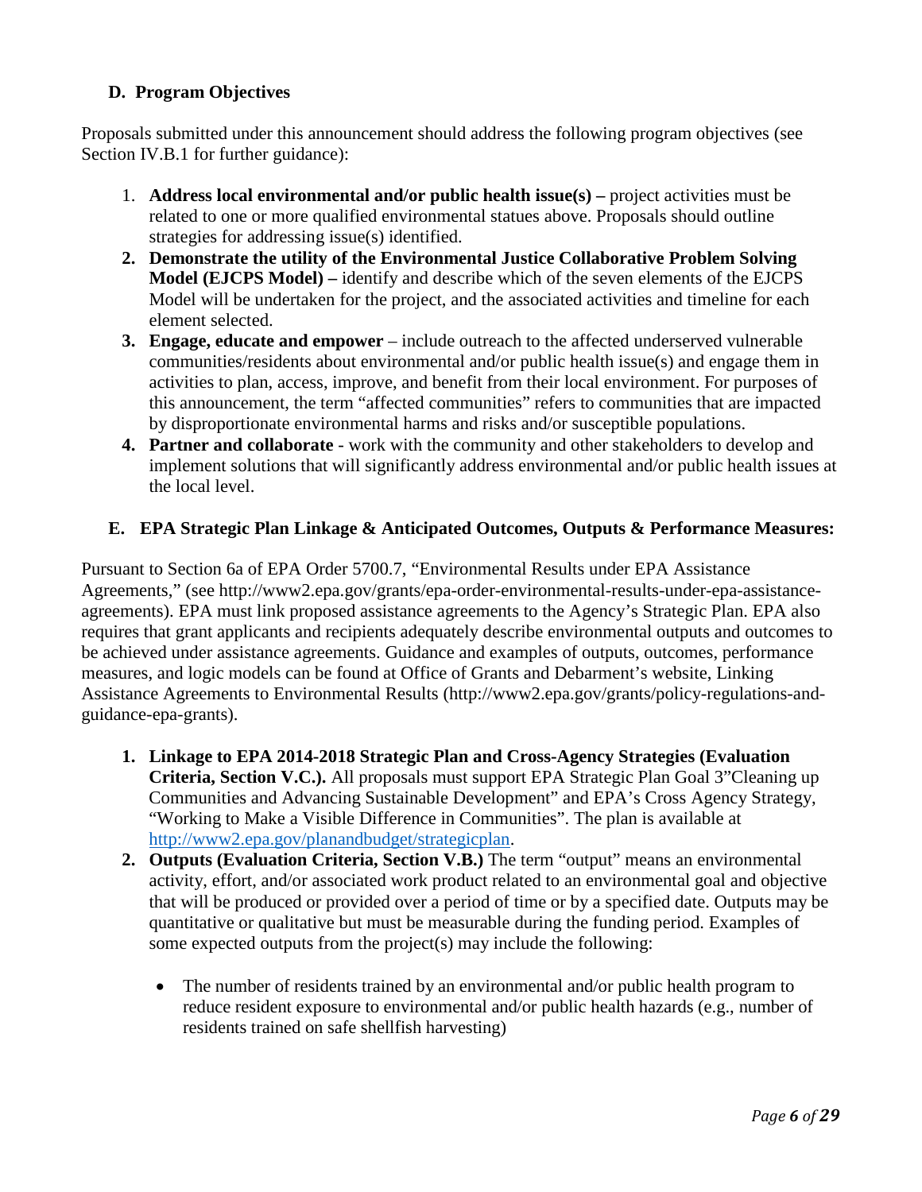### D. Program Objectives

Proposals submitted under this announcement should address the following program objectives (see Section IV.B.1 for further guidance):

1. **Address local environmental and/or public health issue(s) –** project activities must be related to one or more qualified environmental statues above. Proposals should outline strategies for addressing issue(s) identified.
2. **Demonstrate the utility of the Environmental Justice Collaborative Problem Solving Model (EJCPS Model) –** identify and describe which of the seven elements of the EJCPS Model will be undertaken for the project, and the associated activities and timeline for each element selected.
3. **Engage, educate and empower** – include outreach to the affected underserved vulnerable communities/residents about environmental and/or public health issue(s) and engage them in activities to plan, access, improve, and benefit from their local environment. For purposes of this announcement, the term "affected communities" refers to communities that are impacted by disproportionate environmental harms and risks and/or susceptible populations.
4. **Partner and collaborate** - work with the community and other stakeholders to develop and implement solutions that will significantly address environmental and/or public health issues at the local level.

### E. EPA Strategic Plan Linkage & Anticipated Outcomes, Outputs & Performance Measures:

Pursuant to Section 6a of EPA Order 5700.7, "Environmental Results under EPA Assistance Agreements," (see http://www2.epa.gov/grants/epa-order-environmental-results-under-epa-assistance-agreements). EPA must link proposed assistance agreements to the Agency's Strategic Plan. EPA also requires that grant applicants and recipients adequately describe environmental outputs and outcomes to be achieved under assistance agreements. Guidance and examples of outputs, outcomes, performance measures, and logic models can be found at Office of Grants and Debarment's website, Linking Assistance Agreements to Environmental Results (http://www2.epa.gov/grants/policy-regulations-and-guidance-epa-grants).

1. **Linkage to EPA 2014-2018 Strategic Plan and Cross-Agency Strategies (Evaluation Criteria, Section V.C.).** All proposals must support EPA Strategic Plan Goal 3"Cleaning up Communities and Advancing Sustainable Development" and EPA's Cross Agency Strategy, "Working to Make a Visible Difference in Communities". The plan is available at http://www2.epa.gov/planandbudget/strategicplan.
2. **Outputs (Evaluation Criteria, Section V.B.)** The term "output" means an environmental activity, effort, and/or associated work product related to an environmental goal and objective that will be produced or provided over a period of time or by a specified date. Outputs may be quantitative or qualitative but must be measurable during the funding period. Examples of some expected outputs from the project(s) may include the following:

   - The number of residents trained by an environmental and/or public health program to reduce resident exposure to environmental and/or public health hazards (e.g., number of residents trained on safe shellfish harvesting)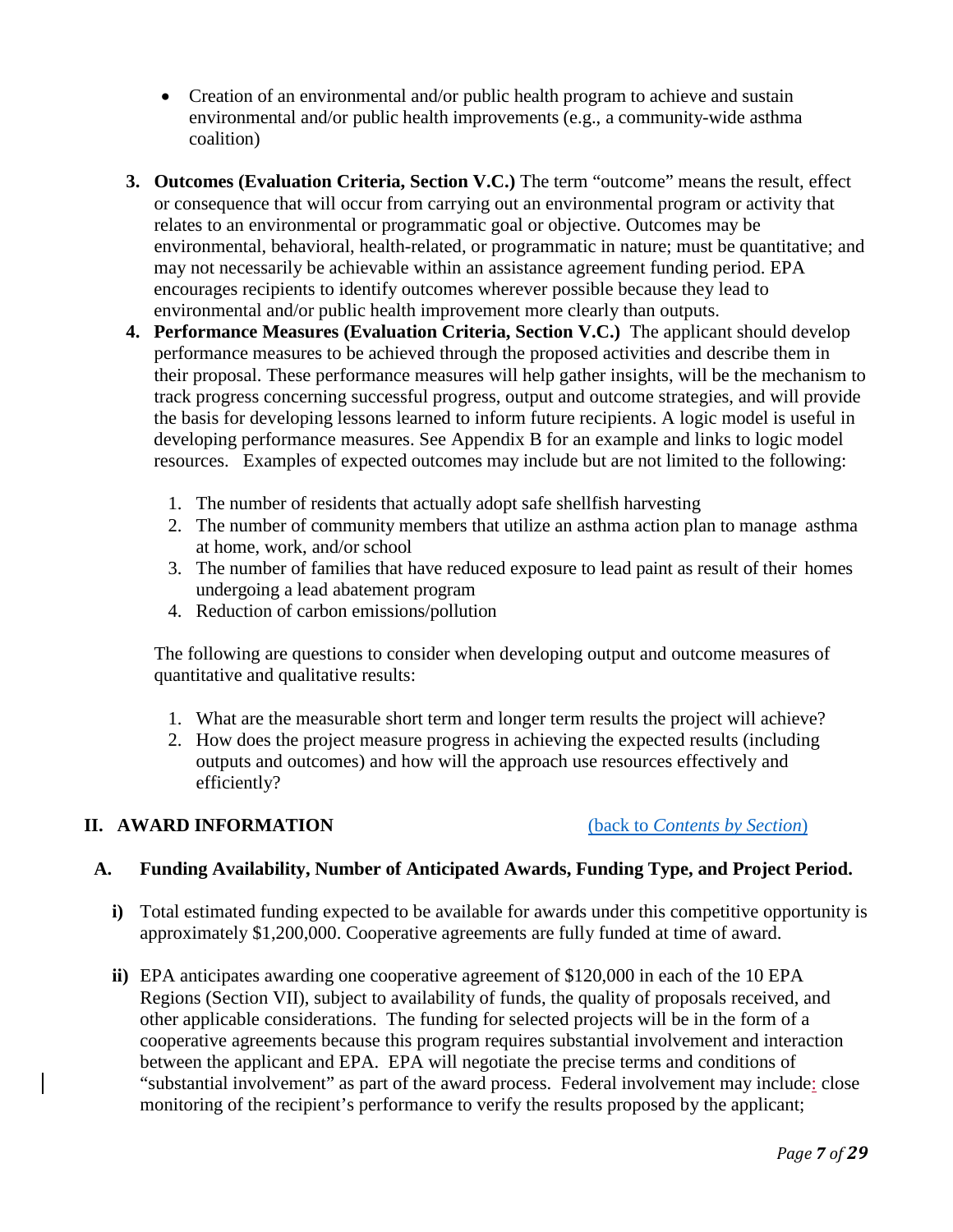- Creation of an environmental and/or public health program to achieve and sustain environmental and/or public health improvements (e.g., a community-wide asthma coalition)

3. **Outcomes (Evaluation Criteria, Section V.C.)** The term "outcome" means the result, effect or consequence that will occur from carrying out an environmental program or activity that relates to an environmental or programmatic goal or objective. Outcomes may be environmental, behavioral, health-related, or programmatic in nature; must be quantitative; and may not necessarily be achievable within an assistance agreement funding period. EPA encourages recipients to identify outcomes wherever possible because they lead to environmental and/or public health improvement more clearly than outputs.
4. **Performance Measures (Evaluation Criteria, Section V.C.)** The applicant should develop performance measures to be achieved through the proposed activities and describe them in their proposal. These performance measures will help gather insights, will be the mechanism to track progress concerning successful progress, output and outcome strategies, and will provide the basis for developing lessons learned to inform future recipients. A logic model is useful in developing performance measures. See Appendix B for an example and links to logic model resources. Examples of expected outcomes may include but are not limited to the following:

   1. The number of residents that actually adopt safe shellfish harvesting
   2. The number of community members that utilize an asthma action plan to manage asthma at home, work, and/or school
   3. The number of families that have reduced exposure to lead paint as result of their homes undergoing a lead abatement program
   4. Reduction of carbon emissions/pollution

   The following are questions to consider when developing output and outcome measures of quantitative and qualitative results:

   1. What are the measurable short term and longer term results the project will achieve?
   2. How does the project measure progress in achieving the expected results (including outputs and outcomes) and how will the approach use resources effectively and efficiently?

## II. AWARD INFORMATION

(back to *Contents by Section*)

### A. Funding Availability, Number of Anticipated Awards, Funding Type, and Project Period.

**i)** Total estimated funding expected to be available for awards under this competitive opportunity is approximately $1,200,000. Cooperative agreements are fully funded at time of award.

**ii)** EPA anticipates awarding one cooperative agreement of $120,000 in each of the 10 EPA Regions (Section VII), subject to availability of funds, the quality of proposals received, and other applicable considerations. The funding for selected projects will be in the form of a cooperative agreements because this program requires substantial involvement and interaction between the applicant and EPA. EPA will negotiate the precise terms and conditions of "substantial involvement" as part of the award process. Federal involvement may include: close monitoring of the recipient's performance to verify the results proposed by the applicant;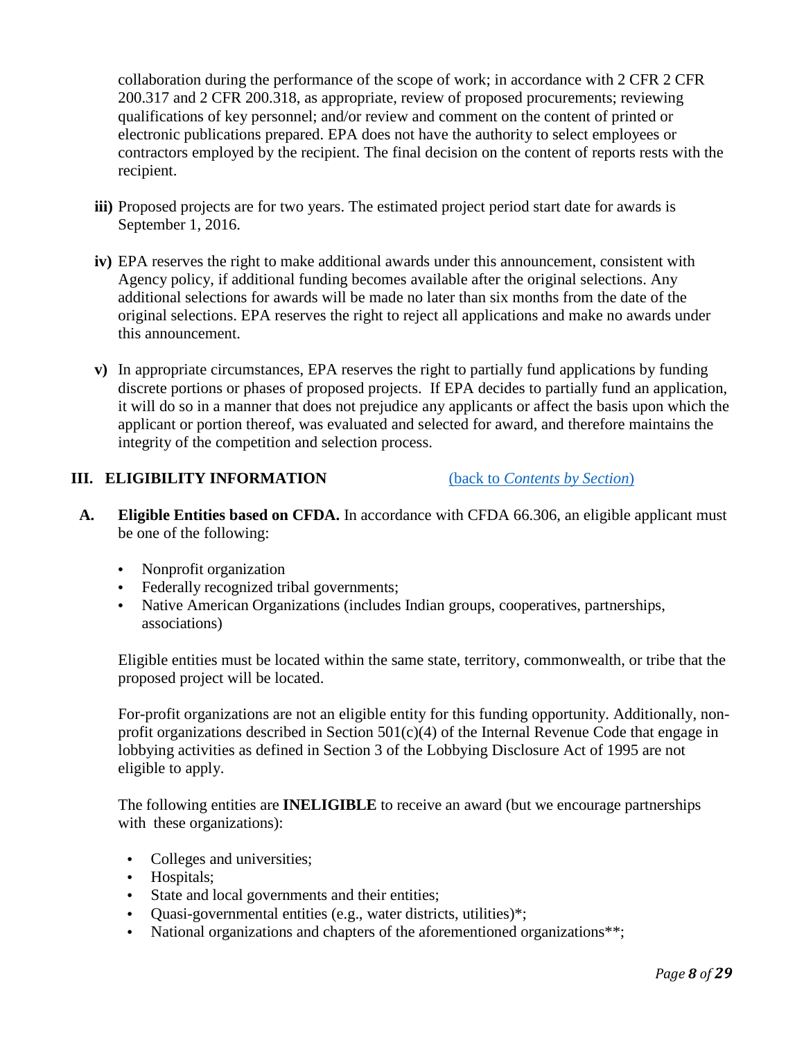collaboration during the performance of the scope of work; in accordance with 2 CFR 2 CFR 200.317 and 2 CFR 200.318, as appropriate, review of proposed procurements; reviewing qualifications of key personnel; and/or review and comment on the content of printed or electronic publications prepared. EPA does not have the authority to select employees or contractors employed by the recipient. The final decision on the content of reports rests with the recipient.

**iii)** Proposed projects are for two years. The estimated project period start date for awards is September 1, 2016.

**iv)** EPA reserves the right to make additional awards under this announcement, consistent with Agency policy, if additional funding becomes available after the original selections. Any additional selections for awards will be made no later than six months from the date of the original selections. EPA reserves the right to reject all applications and make no awards under this announcement.

**v)** In appropriate circumstances, EPA reserves the right to partially fund applications by funding discrete portions or phases of proposed projects. If EPA decides to partially fund an application, it will do so in a manner that does not prejudice any applicants or affect the basis upon which the applicant or portion thereof, was evaluated and selected for award, and therefore maintains the integrity of the competition and selection process.

## III. ELIGIBILITY INFORMATION

(back to *Contents by Section*)

**A. Eligible Entities based on CFDA.** In accordance with CFDA 66.306, an eligible applicant must be one of the following:

- Nonprofit organization
- Federally recognized tribal governments;
- Native American Organizations (includes Indian groups, cooperatives, partnerships, associations)

Eligible entities must be located within the same state, territory, commonwealth, or tribe that the proposed project will be located.

For-profit organizations are not an eligible entity for this funding opportunity. Additionally, non-profit organizations described in Section 501(c)(4) of the Internal Revenue Code that engage in lobbying activities as defined in Section 3 of the Lobbying Disclosure Act of 1995 are not eligible to apply.

The following entities are **INELIGIBLE** to receive an award (but we encourage partnerships with these organizations):

- Colleges and universities;
- Hospitals;
- State and local governments and their entities;
- Quasi-governmental entities (e.g., water districts, utilities)*;
- National organizations and chapters of the aforementioned organizations**;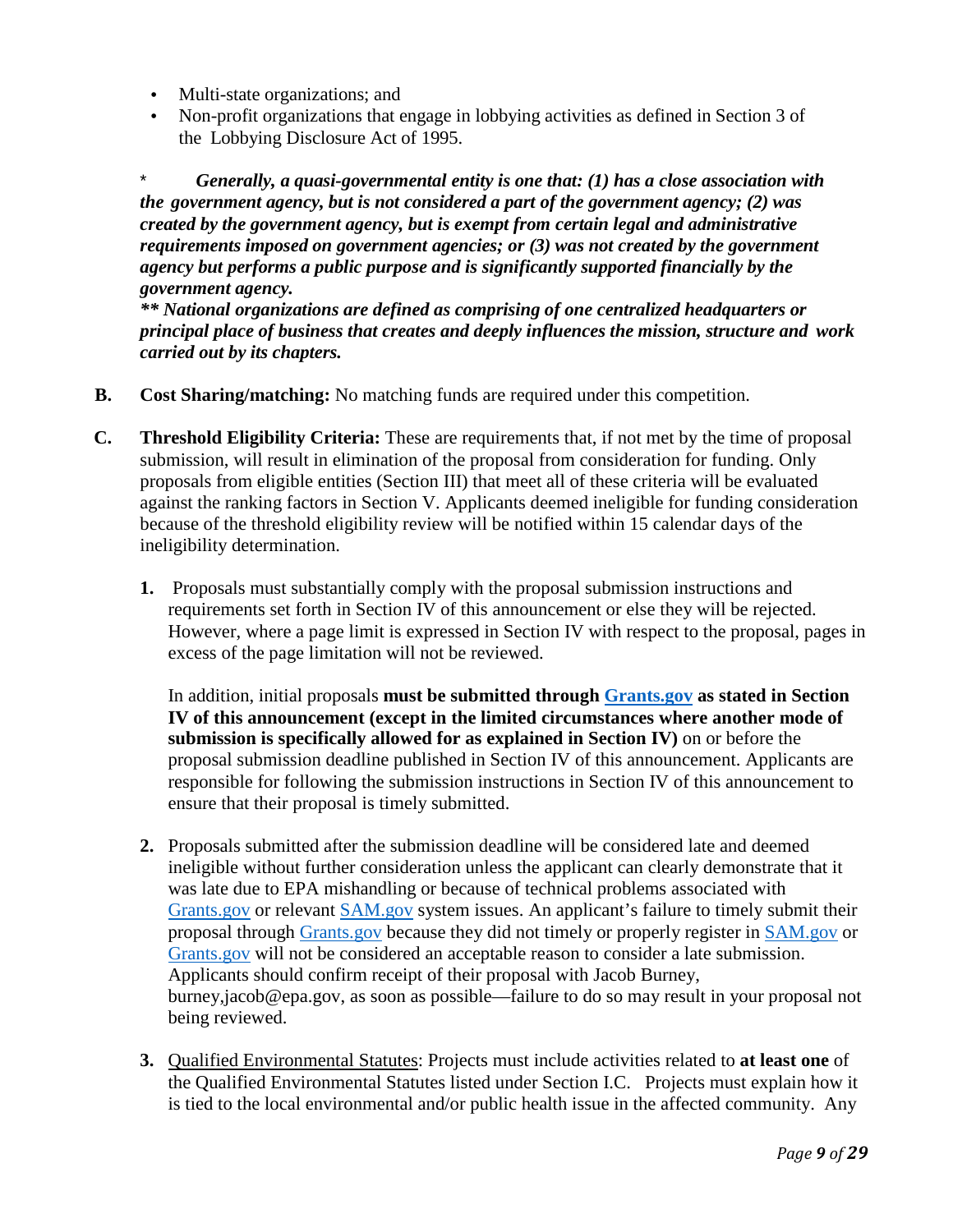- Multi-state organizations; and
- Non-profit organizations that engage in lobbying activities as defined in Section 3 of the Lobbying Disclosure Act of 1995.

\* ***Generally, a quasi-governmental entity is one that: (1) has a close association with the government agency, but is not considered a part of the government agency; (2) was created by the government agency, but is exempt from certain legal and administrative requirements imposed on government agencies; or (3) was not created by the government agency but performs a public purpose and is significantly supported financially by the government agency.***
***\** National organizations are defined as comprising of one centralized headquarters or principal place of business that creates and deeply influences the mission, structure and work carried out by its chapters.***

**B.** **Cost Sharing/matching:** No matching funds are required under this competition.

**C.** **Threshold Eligibility Criteria:** These are requirements that, if not met by the time of proposal submission, will result in elimination of the proposal from consideration for funding. Only proposals from eligible entities (Section III) that meet all of these criteria will be evaluated against the ranking factors in Section V. Applicants deemed ineligible for funding consideration because of the threshold eligibility review will be notified within 15 calendar days of the ineligibility determination.

1. Proposals must substantially comply with the proposal submission instructions and requirements set forth in Section IV of this announcement or else they will be rejected. However, where a page limit is expressed in Section IV with respect to the proposal, pages in excess of the page limitation will not be reviewed.

   In addition, initial proposals **must be submitted through [Grants.gov](Grants.gov) as stated in Section IV of this announcement (except in the limited circumstances where another mode of submission is specifically allowed for as explained in Section IV)** on or before the proposal submission deadline published in Section IV of this announcement. Applicants are responsible for following the submission instructions in Section IV of this announcement to ensure that their proposal is timely submitted.

2. Proposals submitted after the submission deadline will be considered late and deemed ineligible without further consideration unless the applicant can clearly demonstrate that it was late due to EPA mishandling or because of technical problems associated with Grants.gov or relevant SAM.gov system issues. An applicant's failure to timely submit their proposal through Grants.gov because they did not timely or properly register in SAM.gov or Grants.gov will not be considered an acceptable reason to consider a late submission. Applicants should confirm receipt of their proposal with Jacob Burney, burney,jacob@epa.gov, as soon as possible—failure to do so may result in your proposal not being reviewed.

3. Qualified Environmental Statutes: Projects must include activities related to **at least one** of the Qualified Environmental Statutes listed under Section I.C. Projects must explain how it is tied to the local environmental and/or public health issue in the affected community. Any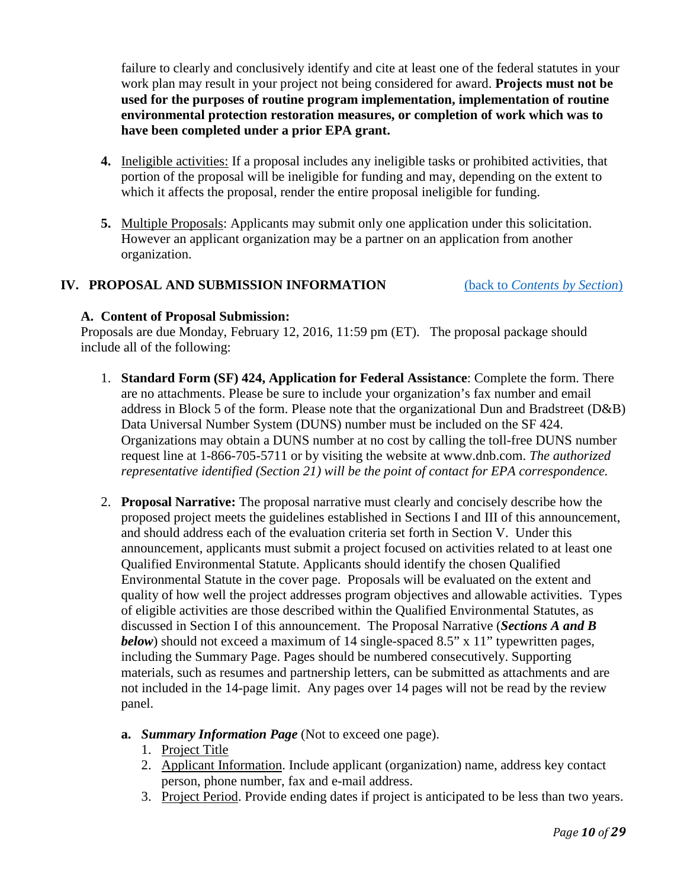failure to clearly and conclusively identify and cite at least one of the federal statutes in your work plan may result in your project not being considered for award. **Projects must not be used for the purposes of routine program implementation, implementation of routine environmental protection restoration measures, or completion of work which was to have been completed under a prior EPA grant.**

4. Ineligible activities: If a proposal includes any ineligible tasks or prohibited activities, that portion of the proposal will be ineligible for funding and may, depending on the extent to which it affects the proposal, render the entire proposal ineligible for funding.

5. Multiple Proposals: Applicants may submit only one application under this solicitation. However an applicant organization may be a partner on an application from another organization.

## IV. PROPOSAL AND SUBMISSION INFORMATION

(back to *Contents by Section*)

### A. Content of Proposal Submission:

Proposals are due Monday, February 12, 2016, 11:59 pm (ET). The proposal package should include all of the following:

1. **Standard Form (SF) 424, Application for Federal Assistance**: Complete the form. There are no attachments. Please be sure to include your organization's fax number and email address in Block 5 of the form. Please note that the organizational Dun and Bradstreet (D&B) Data Universal Number System (DUNS) number must be included on the SF 424. Organizations may obtain a DUNS number at no cost by calling the toll-free DUNS number request line at 1-866-705-5711 or by visiting the website at www.dnb.com. *The authorized representative identified (Section 21) will be the point of contact for EPA correspondence.*

2. **Proposal Narrative:** The proposal narrative must clearly and concisely describe how the proposed project meets the guidelines established in Sections I and III of this announcement, and should address each of the evaluation criteria set forth in Section V. Under this announcement, applicants must submit a project focused on activities related to at least one Qualified Environmental Statute. Applicants should identify the chosen Qualified Environmental Statute in the cover page. Proposals will be evaluated on the extent and quality of how well the project addresses program objectives and allowable activities. Types of eligible activities are those described within the Qualified Environmental Statutes, as discussed in Section I of this announcement. The Proposal Narrative (***Sections A and B below***) should not exceed a maximum of 14 single-spaced 8.5" x 11" typewritten pages, including the Summary Page. Pages should be numbered consecutively. Supporting materials, such as resumes and partnership letters, can be submitted as attachments and are not included in the 14-page limit. Any pages over 14 pages will not be read by the review panel.

   **a.** ***Summary Information Page*** (Not to exceed one page).

      1. Project Title
      2. Applicant Information. Include applicant (organization) name, address key contact person, phone number, fax and e-mail address.
      3. Project Period. Provide ending dates if project is anticipated to be less than two years.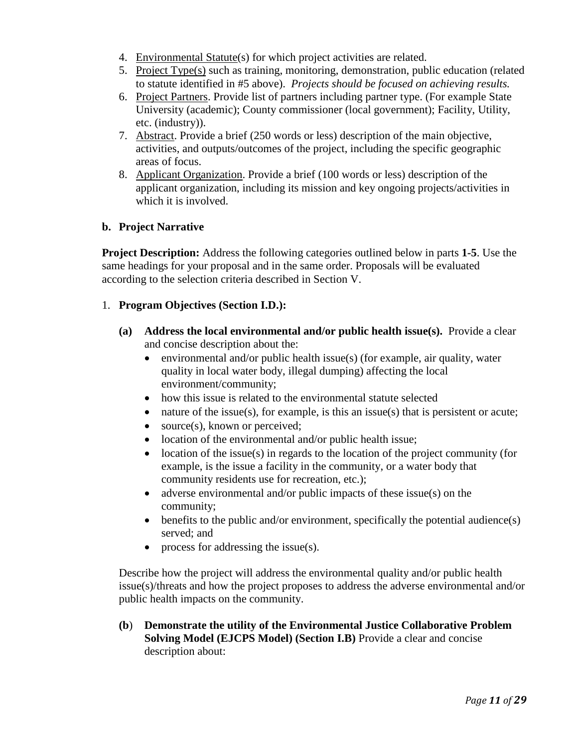4. Environmental Statute(s) for which project activities are related.
5. Project Type(s) such as training, monitoring, demonstration, public education (related to statute identified in #5 above). *Projects should be focused on achieving results.*
6. Project Partners. Provide list of partners including partner type. (For example State University (academic); County commissioner (local government); Facility, Utility, etc. (industry)).
7. Abstract. Provide a brief (250 words or less) description of the main objective, activities, and outputs/outcomes of the project, including the specific geographic areas of focus.
8. Applicant Organization. Provide a brief (100 words or less) description of the applicant organization, including its mission and key ongoing projects/activities in which it is involved.

**b. Project Narrative**

**Project Description:** Address the following categories outlined below in parts **1-5**. Use the same headings for your proposal and in the same order. Proposals will be evaluated according to the selection criteria described in Section V.

1. **Program Objectives (Section I.D.):**

   **(a) Address the local environmental and/or public health issue(s).** Provide a clear and concise description about the:

   - environmental and/or public health issue(s) (for example, air quality, water quality in local water body, illegal dumping) affecting the local environment/community;
   - how this issue is related to the environmental statute selected
   - nature of the issue(s), for example, is this an issue(s) that is persistent or acute;
   - source(s), known or perceived;
   - location of the environmental and/or public health issue;
   - location of the issue(s) in regards to the location of the project community (for example, is the issue a facility in the community, or a water body that community residents use for recreation, etc.);
   - adverse environmental and/or public impacts of these issue(s) on the community;
   - benefits to the public and/or environment, specifically the potential audience(s) served; and
   - process for addressing the issue(s).

   Describe how the project will address the environmental quality and/or public health issue(s)/threats and how the project proposes to address the adverse environmental and/or public health impacts on the community.

   **(b) Demonstrate the utility of the Environmental Justice Collaborative Problem Solving Model (EJCPS Model) (Section I.B)** Provide a clear and concise description about: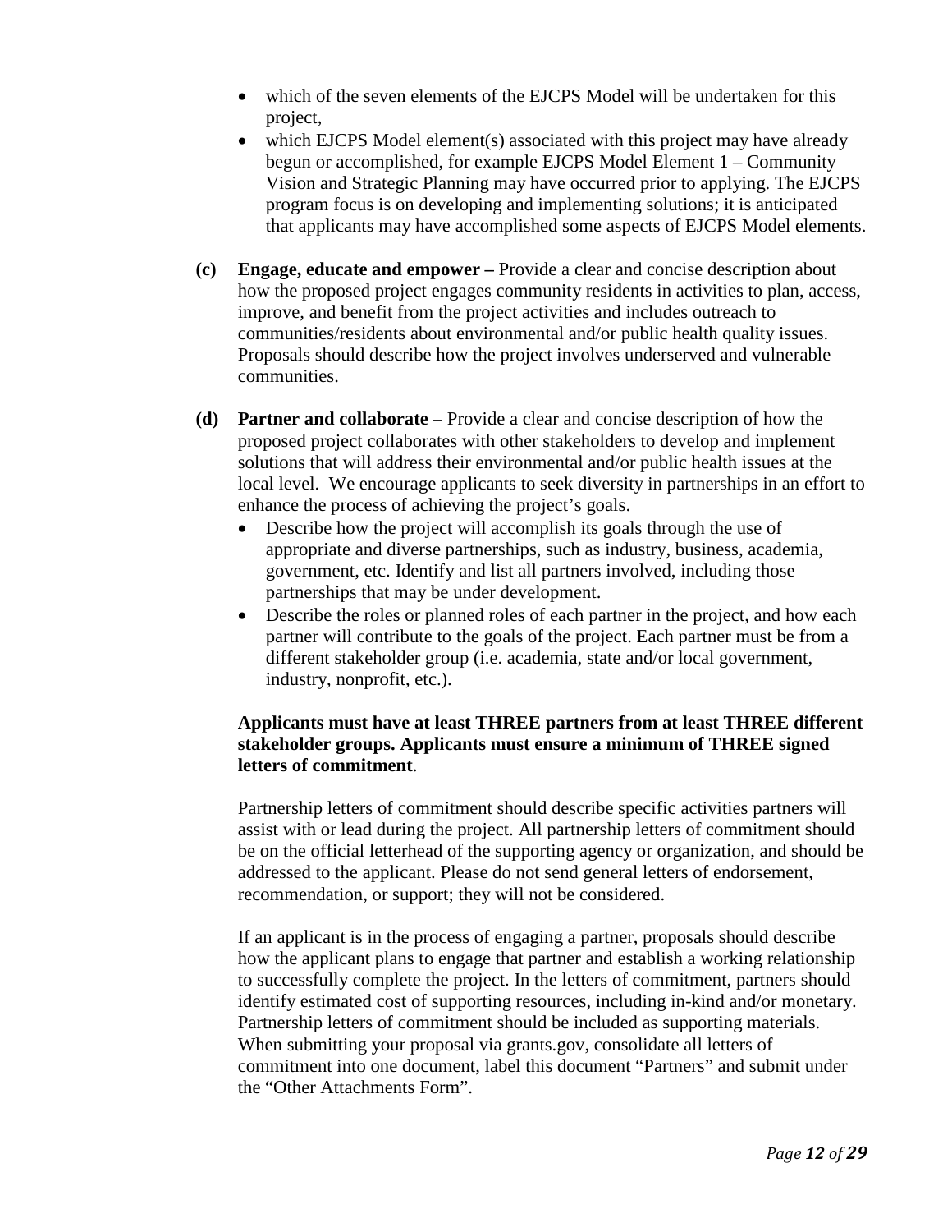- which of the seven elements of the EJCPS Model will be undertaken for this project,
- which EJCPS Model element(s) associated with this project may have already begun or accomplished, for example EJCPS Model Element 1 – Community Vision and Strategic Planning may have occurred prior to applying. The EJCPS program focus is on developing and implementing solutions; it is anticipated that applicants may have accomplished some aspects of EJCPS Model elements.

**(c) Engage, educate and empower –** Provide a clear and concise description about how the proposed project engages community residents in activities to plan, access, improve, and benefit from the project activities and includes outreach to communities/residents about environmental and/or public health quality issues. Proposals should describe how the project involves underserved and vulnerable communities.

**(d) Partner and collaborate** – Provide a clear and concise description of how the proposed project collaborates with other stakeholders to develop and implement solutions that will address their environmental and/or public health issues at the local level. We encourage applicants to seek diversity in partnerships in an effort to enhance the process of achieving the project's goals.

- Describe how the project will accomplish its goals through the use of appropriate and diverse partnerships, such as industry, business, academia, government, etc. Identify and list all partners involved, including those partnerships that may be under development.
- Describe the roles or planned roles of each partner in the project, and how each partner will contribute to the goals of the project. Each partner must be from a different stakeholder group (i.e. academia, state and/or local government, industry, nonprofit, etc.).

**Applicants must have at least THREE partners from at least THREE different stakeholder groups. Applicants must ensure a minimum of THREE signed letters of commitment**.

Partnership letters of commitment should describe specific activities partners will assist with or lead during the project. All partnership letters of commitment should be on the official letterhead of the supporting agency or organization, and should be addressed to the applicant. Please do not send general letters of endorsement, recommendation, or support; they will not be considered.

If an applicant is in the process of engaging a partner, proposals should describe how the applicant plans to engage that partner and establish a working relationship to successfully complete the project. In the letters of commitment, partners should identify estimated cost of supporting resources, including in-kind and/or monetary. Partnership letters of commitment should be included as supporting materials. When submitting your proposal via grants.gov, consolidate all letters of commitment into one document, label this document "Partners" and submit under the "Other Attachments Form".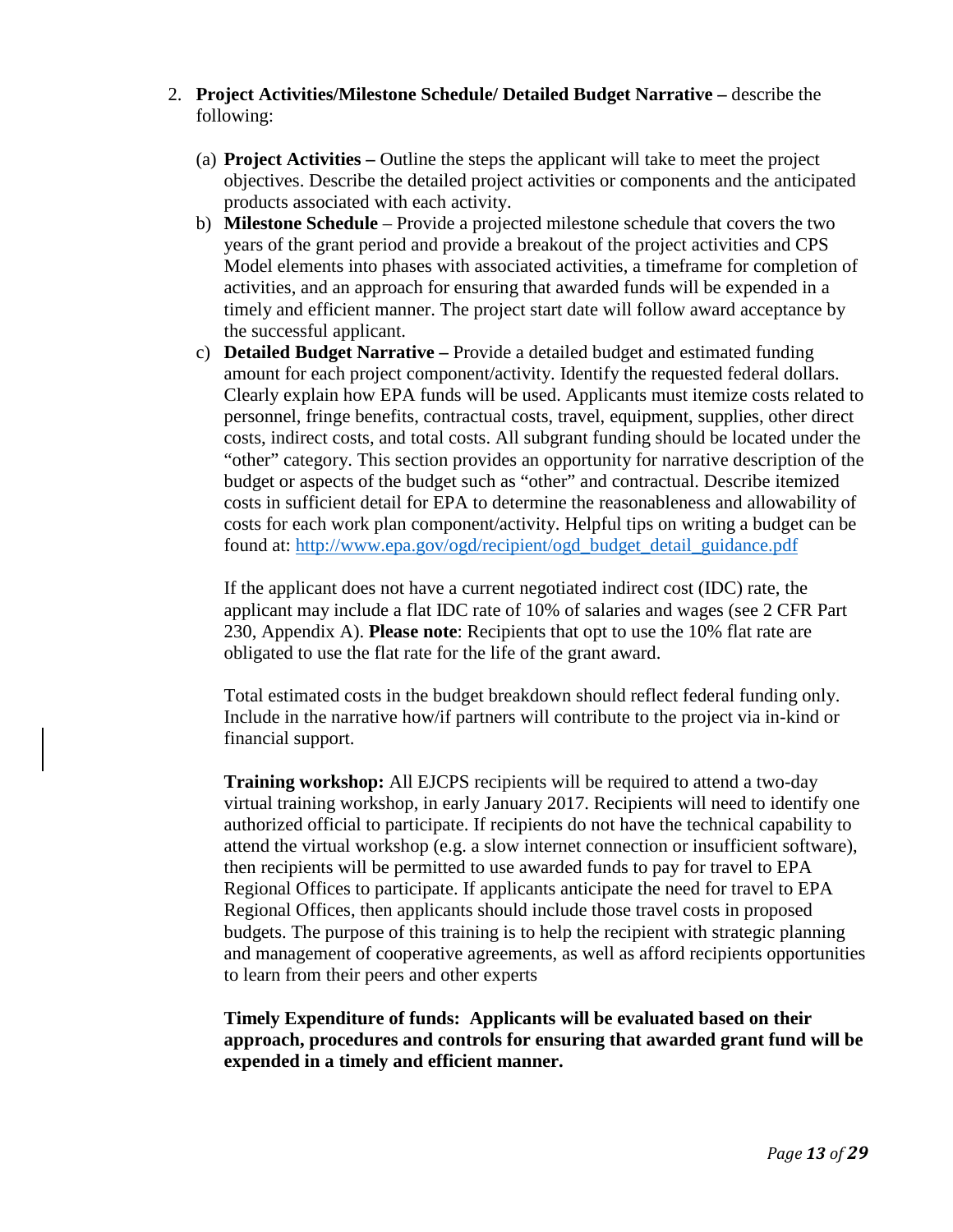2. **Project Activities/Milestone Schedule/ Detailed Budget Narrative –** describe the following:

   (a) **Project Activities –** Outline the steps the applicant will take to meet the project objectives. Describe the detailed project activities or components and the anticipated products associated with each activity.

   b) **Milestone Schedule** – Provide a projected milestone schedule that covers the two years of the grant period and provide a breakout of the project activities and CPS Model elements into phases with associated activities, a timeframe for completion of activities, and an approach for ensuring that awarded funds will be expended in a timely and efficient manner. The project start date will follow award acceptance by the successful applicant.

   c) **Detailed Budget Narrative –** Provide a detailed budget and estimated funding amount for each project component/activity. Identify the requested federal dollars. Clearly explain how EPA funds will be used. Applicants must itemize costs related to personnel, fringe benefits, contractual costs, travel, equipment, supplies, other direct costs, indirect costs, and total costs. All subgrant funding should be located under the "other" category. This section provides an opportunity for narrative description of the budget or aspects of the budget such as "other" and contractual. Describe itemized costs in sufficient detail for EPA to determine the reasonableness and allowability of costs for each work plan component/activity. Helpful tips on writing a budget can be found at: [http://www.epa.gov/ogd/recipient/ogd_budget_detail_guidance.pdf](http://www.epa.gov/ogd/recipient/ogd_budget_detail_guidance.pdf)

   If the applicant does not have a current negotiated indirect cost (IDC) rate, the applicant may include a flat IDC rate of 10% of salaries and wages (see 2 CFR Part 230, Appendix A). **Please note**: Recipients that opt to use the 10% flat rate are obligated to use the flat rate for the life of the grant award.

   Total estimated costs in the budget breakdown should reflect federal funding only. Include in the narrative how/if partners will contribute to the project via in-kind or financial support.

   **Training workshop:** All EJCPS recipients will be required to attend a two-day virtual training workshop, in early January 2017. Recipients will need to identify one authorized official to participate. If recipients do not have the technical capability to attend the virtual workshop (e.g. a slow internet connection or insufficient software), then recipients will be permitted to use awarded funds to pay for travel to EPA Regional Offices to participate. If applicants anticipate the need for travel to EPA Regional Offices, then applicants should include those travel costs in proposed budgets. The purpose of this training is to help the recipient with strategic planning and management of cooperative agreements, as well as afford recipients opportunities to learn from their peers and other experts

   **Timely Expenditure of funds: Applicants will be evaluated based on their approach, procedures and controls for ensuring that awarded grant fund will be expended in a timely and efficient manner.**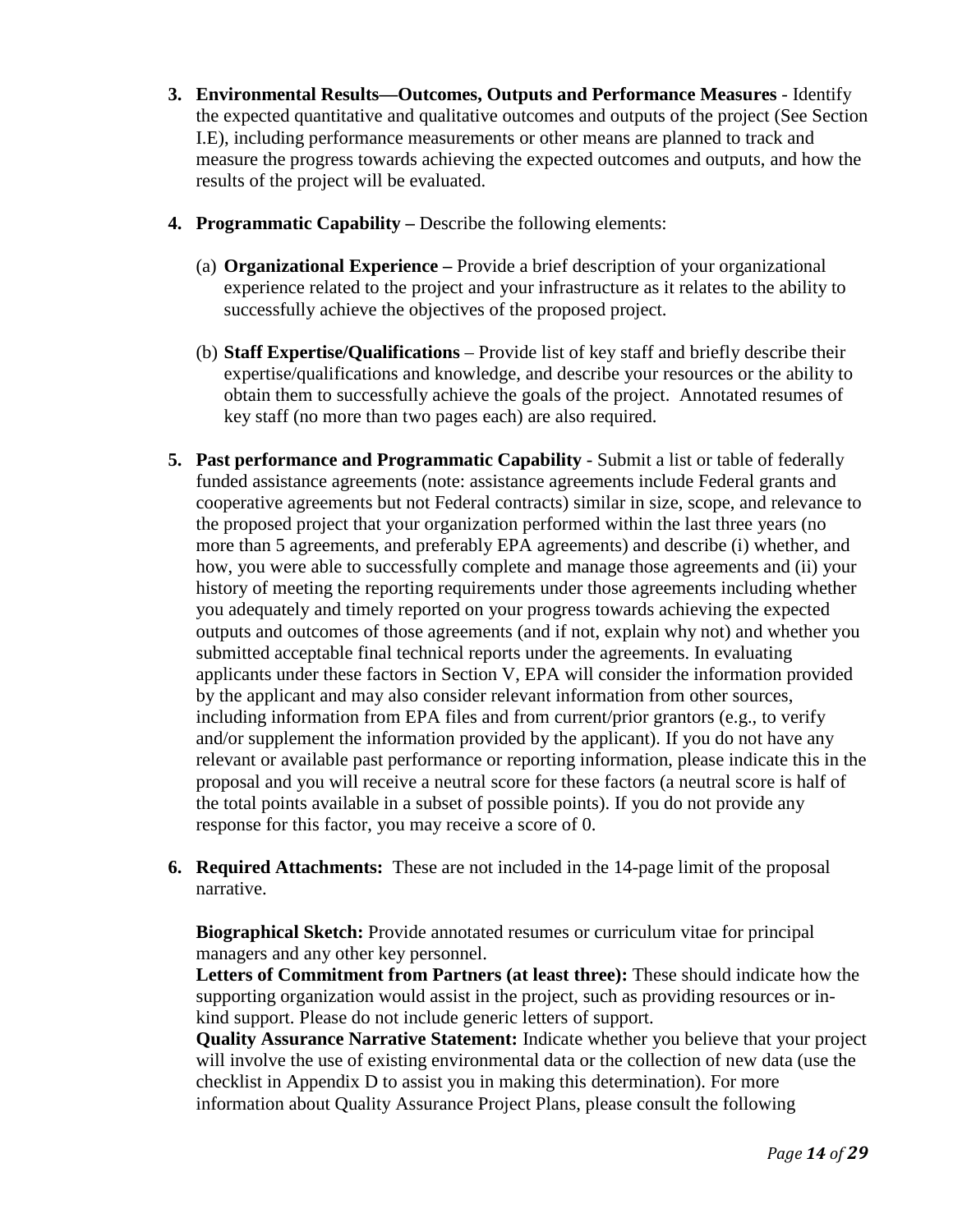3. **Environmental Results—Outcomes, Outputs and Performance Measures** - Identify the expected quantitative and qualitative outcomes and outputs of the project (See Section I.E), including performance measurements or other means are planned to track and measure the progress towards achieving the expected outcomes and outputs, and how the results of the project will be evaluated.

4. **Programmatic Capability –** Describe the following elements:

   (a) **Organizational Experience –** Provide a brief description of your organizational experience related to the project and your infrastructure as it relates to the ability to successfully achieve the objectives of the proposed project.

   (b) **Staff Expertise/Qualifications** – Provide list of key staff and briefly describe their expertise/qualifications and knowledge, and describe your resources or the ability to obtain them to successfully achieve the goals of the project. Annotated resumes of key staff (no more than two pages each) are also required.

5. **Past performance and Programmatic Capability** - Submit a list or table of federally funded assistance agreements (note: assistance agreements include Federal grants and cooperative agreements but not Federal contracts) similar in size, scope, and relevance to the proposed project that your organization performed within the last three years (no more than 5 agreements, and preferably EPA agreements) and describe (i) whether, and how, you were able to successfully complete and manage those agreements and (ii) your history of meeting the reporting requirements under those agreements including whether you adequately and timely reported on your progress towards achieving the expected outputs and outcomes of those agreements (and if not, explain why not) and whether you submitted acceptable final technical reports under the agreements. In evaluating applicants under these factors in Section V, EPA will consider the information provided by the applicant and may also consider relevant information from other sources, including information from EPA files and from current/prior grantors (e.g., to verify and/or supplement the information provided by the applicant). If you do not have any relevant or available past performance or reporting information, please indicate this in the proposal and you will receive a neutral score for these factors (a neutral score is half of the total points available in a subset of possible points). If you do not provide any response for this factor, you may receive a score of 0.

6. **Required Attachments:** These are not included in the 14-page limit of the proposal narrative.

   **Biographical Sketch:** Provide annotated resumes or curriculum vitae for principal managers and any other key personnel.
   **Letters of Commitment from Partners (at least three):** These should indicate how the supporting organization would assist in the project, such as providing resources or in-kind support. Please do not include generic letters of support.
   **Quality Assurance Narrative Statement:** Indicate whether you believe that your project will involve the use of existing environmental data or the collection of new data (use the checklist in Appendix D to assist you in making this determination). For more information about Quality Assurance Project Plans, please consult the following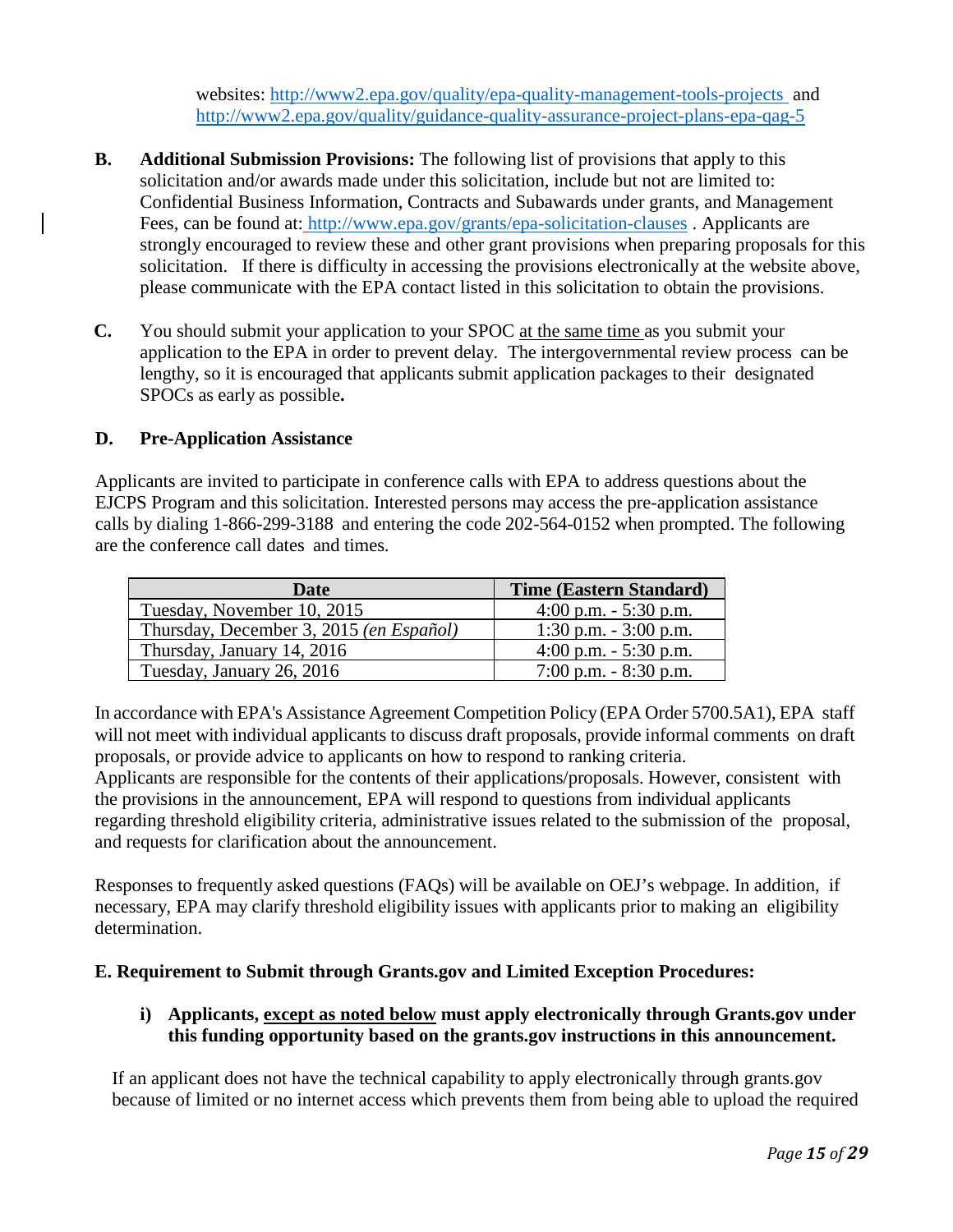websites: http://www2.epa.gov/quality/epa-quality-management-tools-projects and http://www2.epa.gov/quality/guidance-quality-assurance-project-plans-epa-qag-5

**B. Additional Submission Provisions:** The following list of provisions that apply to this solicitation and/or awards made under this solicitation, include but not are limited to: Confidential Business Information, Contracts and Subawards under grants, and Management Fees, can be found at: http://www.epa.gov/grants/epa-solicitation-clauses . Applicants are strongly encouraged to review these and other grant provisions when preparing proposals for this solicitation. If there is difficulty in accessing the provisions electronically at the website above, please communicate with the EPA contact listed in this solicitation to obtain the provisions.

**C.** You should submit your application to your SPOC at the same time as you submit your application to the EPA in order to prevent delay. The intergovernmental review process can be lengthy, so it is encouraged that applicants submit application packages to their designated SPOCs as early as possible.

**D. Pre-Application Assistance**

Applicants are invited to participate in conference calls with EPA to address questions about the EJCPS Program and this solicitation. Interested persons may access the pre-application assistance calls by dialing 1-866-299-3188 and entering the code 202-564-0152 when prompted. The following are the conference call dates and times.

| Date | Time (Eastern Standard) |
|---|---|
| Tuesday, November 10, 2015 | 4:00 p.m. - 5:30 p.m. |
| Thursday, December 3, 2015 *(en Español)* | 1:30 p.m. - 3:00 p.m. |
| Thursday, January 14, 2016 | 4:00 p.m. - 5:30 p.m. |
| Tuesday, January 26, 2016 | 7:00 p.m. - 8:30 p.m. |

In accordance with EPA's Assistance Agreement Competition Policy (EPA Order 5700.5A1), EPA staff will not meet with individual applicants to discuss draft proposals, provide informal comments on draft proposals, or provide advice to applicants on how to respond to ranking criteria.
Applicants are responsible for the contents of their applications/proposals. However, consistent with the provisions in the announcement, EPA will respond to questions from individual applicants regarding threshold eligibility criteria, administrative issues related to the submission of the proposal, and requests for clarification about the announcement.

Responses to frequently asked questions (FAQs) will be available on OEJ's webpage. In addition, if necessary, EPA may clarify threshold eligibility issues with applicants prior to making an eligibility determination.

**E. Requirement to Submit through Grants.gov and Limited Exception Procedures:**

**i) Applicants, except as noted below must apply electronically through Grants.gov under this funding opportunity based on the grants.gov instructions in this announcement.**

If an applicant does not have the technical capability to apply electronically through grants.gov because of limited or no internet access which prevents them from being able to upload the required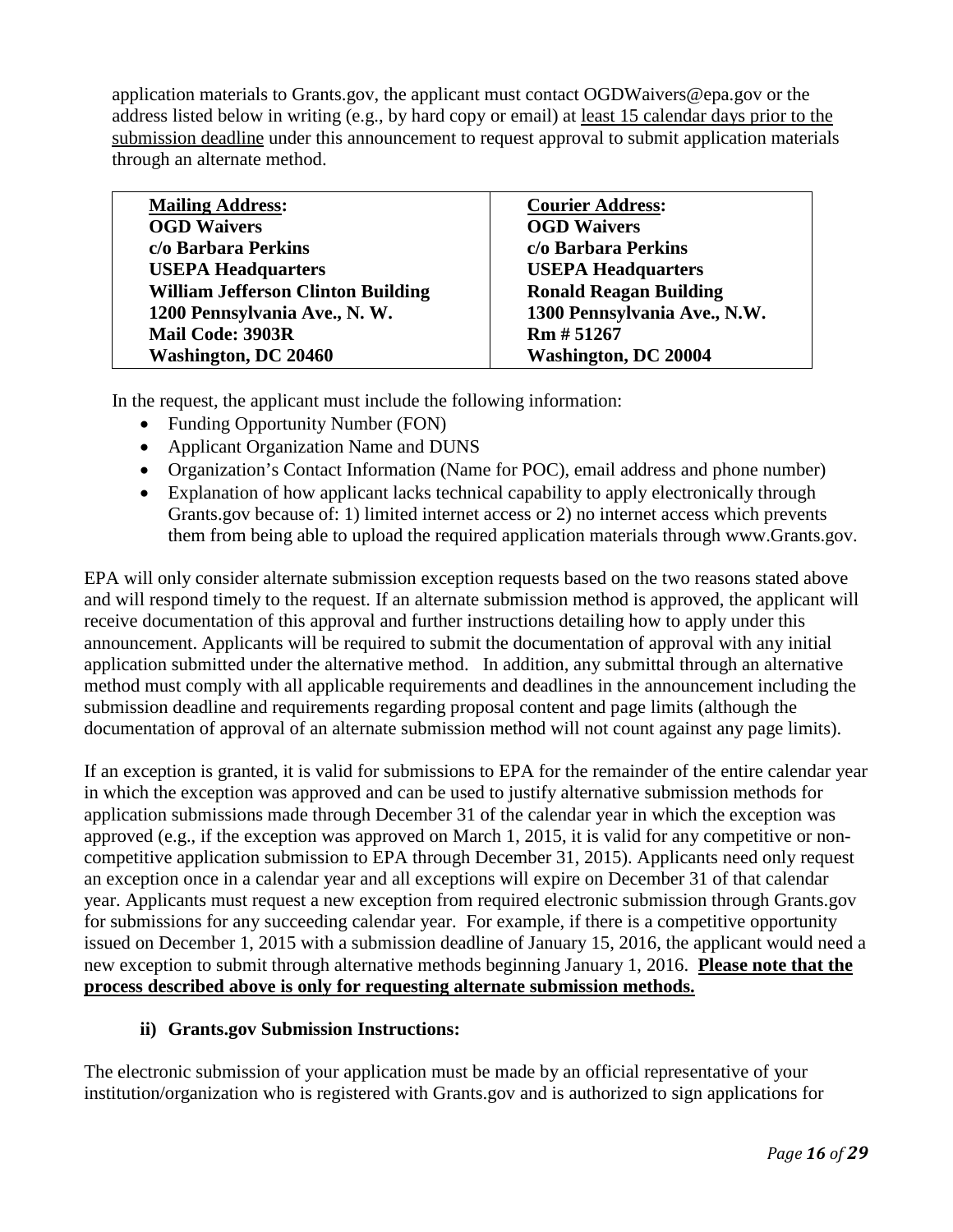application materials to Grants.gov, the applicant must contact OGDWaivers@epa.gov or the address listed below in writing (e.g., by hard copy or email) at least 15 calendar days prior to the submission deadline under this announcement to request approval to submit application materials through an alternate method.

| **Mailing Address:** | **Courier Address:** |
|---|---|
| **OGD Waivers** | **OGD Waivers** |
| **c/o Barbara Perkins** | **c/o Barbara Perkins** |
| **USEPA Headquarters** | **USEPA Headquarters** |
| **William Jefferson Clinton Building** | **Ronald Reagan Building** |
| **1200 Pennsylvania Ave., N. W.** | **1300 Pennsylvania Ave., N.W.** |
| **Mail Code: 3903R** | **Rm # 51267** |
| **Washington, DC 20460** | **Washington, DC 20004** |

In the request, the applicant must include the following information:

- Funding Opportunity Number (FON)
- Applicant Organization Name and DUNS
- Organization's Contact Information (Name for POC), email address and phone number)
- Explanation of how applicant lacks technical capability to apply electronically through Grants.gov because of: 1) limited internet access or 2) no internet access which prevents them from being able to upload the required application materials through www.Grants.gov.

EPA will only consider alternate submission exception requests based on the two reasons stated above and will respond timely to the request. If an alternate submission method is approved, the applicant will receive documentation of this approval and further instructions detailing how to apply under this announcement. Applicants will be required to submit the documentation of approval with any initial application submitted under the alternative method. In addition, any submittal through an alternative method must comply with all applicable requirements and deadlines in the announcement including the submission deadline and requirements regarding proposal content and page limits (although the documentation of approval of an alternate submission method will not count against any page limits).

If an exception is granted, it is valid for submissions to EPA for the remainder of the entire calendar year in which the exception was approved and can be used to justify alternative submission methods for application submissions made through December 31 of the calendar year in which the exception was approved (e.g., if the exception was approved on March 1, 2015, it is valid for any competitive or non-competitive application submission to EPA through December 31, 2015). Applicants need only request an exception once in a calendar year and all exceptions will expire on December 31 of that calendar year. Applicants must request a new exception from required electronic submission through Grants.gov for submissions for any succeeding calendar year. For example, if there is a competitive opportunity issued on December 1, 2015 with a submission deadline of January 15, 2016, the applicant would need a new exception to submit through alternative methods beginning January 1, 2016. **Please note that the process described above is only for requesting alternate submission methods.**

#### ii) Grants.gov Submission Instructions:

The electronic submission of your application must be made by an official representative of your institution/organization who is registered with Grants.gov and is authorized to sign applications for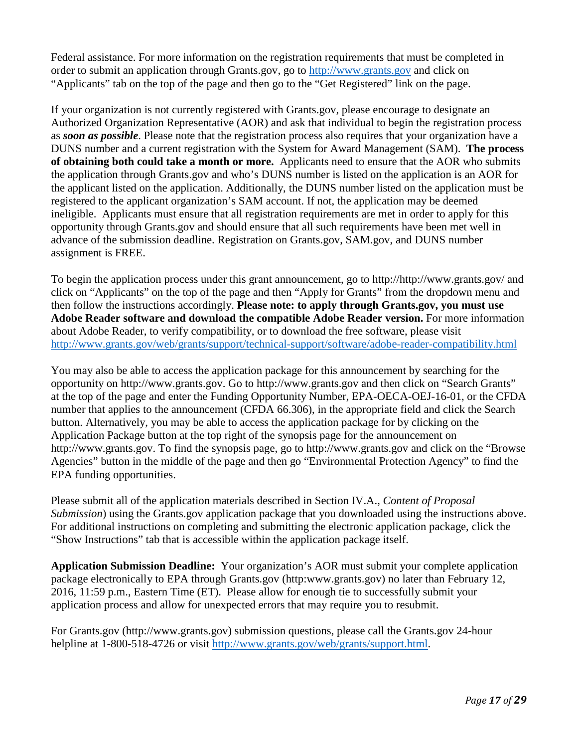Federal assistance. For more information on the registration requirements that must be completed in order to submit an application through Grants.gov, go to [http://www.grants.gov](http://www.grants.gov) and click on "Applicants" tab on the top of the page and then go to the "Get Registered" link on the page.

If your organization is not currently registered with Grants.gov, please encourage to designate an Authorized Organization Representative (AOR) and ask that individual to begin the registration process as ***soon as possible***. Please note that the registration process also requires that your organization have a DUNS number and a current registration with the System for Award Management (SAM). **The process of obtaining both could take a month or more.** Applicants need to ensure that the AOR who submits the application through Grants.gov and who's DUNS number is listed on the application is an AOR for the applicant listed on the application. Additionally, the DUNS number listed on the application must be registered to the applicant organization's SAM account. If not, the application may be deemed ineligible. Applicants must ensure that all registration requirements are met in order to apply for this opportunity through Grants.gov and should ensure that all such requirements have been met well in advance of the submission deadline. Registration on Grants.gov, SAM.gov, and DUNS number assignment is FREE.

To begin the application process under this grant announcement, go to http://http://www.grants.gov/ and click on "Applicants" on the top of the page and then "Apply for Grants" from the dropdown menu and then follow the instructions accordingly. **Please note: to apply through Grants.gov, you must use Adobe Reader software and download the compatible Adobe Reader version.** For more information about Adobe Reader, to verify compatibility, or to download the free software, please visit [http://www.grants.gov/web/grants/support/technical-support/software/adobe-reader-compatibility.html](http://www.grants.gov/web/grants/support/technical-support/software/adobe-reader-compatibility.html)

You may also be able to access the application package for this announcement by searching for the opportunity on http://www.grants.gov. Go to http://www.grants.gov and then click on "Search Grants" at the top of the page and enter the Funding Opportunity Number, EPA-OECA-OEJ-16-01, or the CFDA number that applies to the announcement (CFDA 66.306), in the appropriate field and click the Search button. Alternatively, you may be able to access the application package for by clicking on the Application Package button at the top right of the synopsis page for the announcement on http://www.grants.gov. To find the synopsis page, go to http://www.grants.gov and click on the "Browse Agencies" button in the middle of the page and then go "Environmental Protection Agency" to find the EPA funding opportunities.

Please submit all of the application materials described in Section IV.A., *Content of Proposal Submission*) using the Grants.gov application package that you downloaded using the instructions above. For additional instructions on completing and submitting the electronic application package, click the "Show Instructions" tab that is accessible within the application package itself.

**Application Submission Deadline:** Your organization's AOR must submit your complete application package electronically to EPA through Grants.gov (http:www.grants.gov) no later than February 12, 2016, 11:59 p.m., Eastern Time (ET). Please allow for enough tie to successfully submit your application process and allow for unexpected errors that may require you to resubmit.

For Grants.gov (http://www.grants.gov) submission questions, please call the Grants.gov 24-hour helpline at 1-800-518-4726 or visit [http://www.grants.gov/web/grants/support.html](http://www.grants.gov/web/grants/support.html).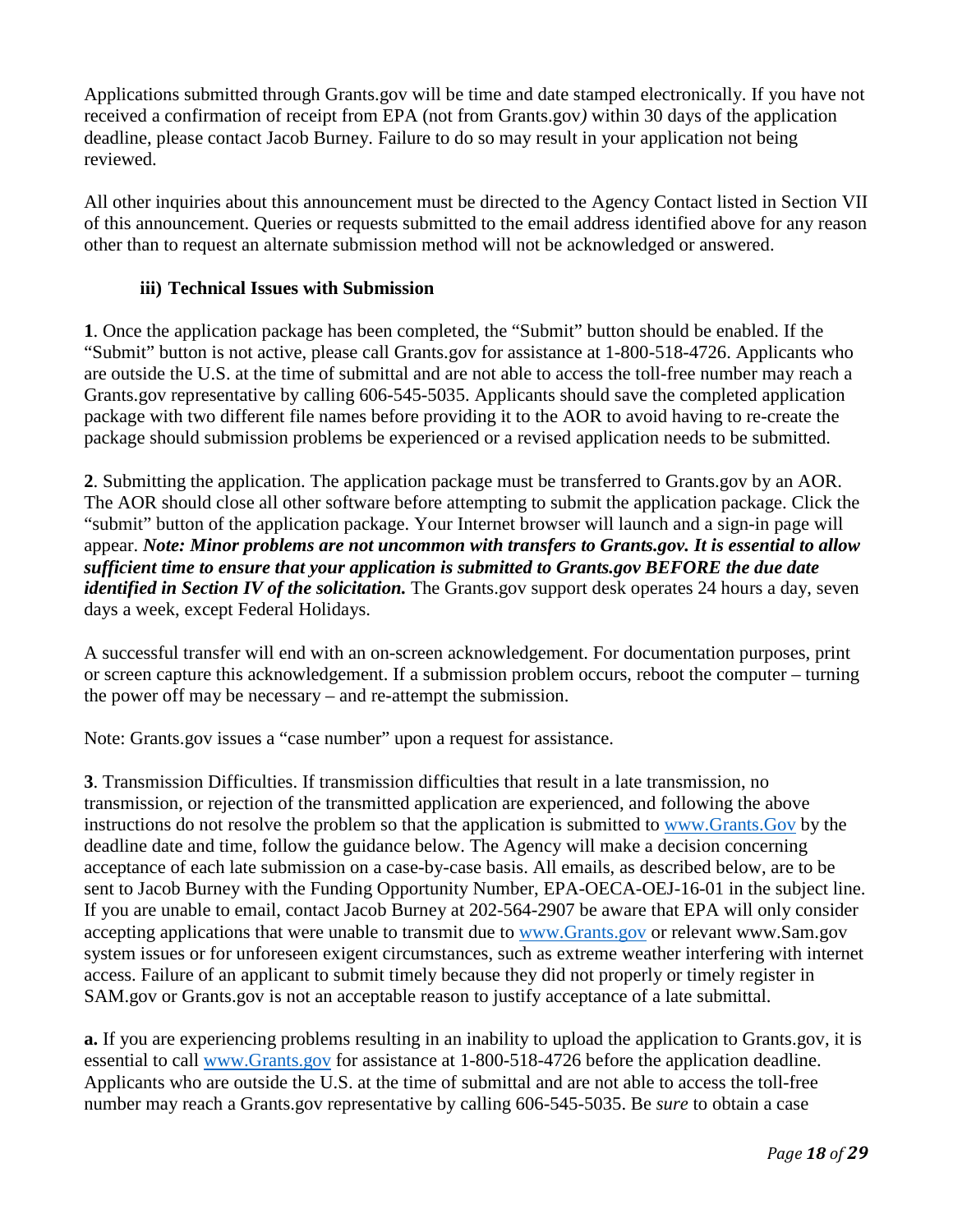Applications submitted through Grants.gov will be time and date stamped electronically. If you have not received a confirmation of receipt from EPA (not from Grants.gov*)* within 30 days of the application deadline, please contact Jacob Burney. Failure to do so may result in your application not being reviewed.

All other inquiries about this announcement must be directed to the Agency Contact listed in Section VII of this announcement. Queries or requests submitted to the email address identified above for any reason other than to request an alternate submission method will not be acknowledged or answered.

### iii) Technical Issues with Submission

**1**. Once the application package has been completed, the "Submit" button should be enabled. If the "Submit" button is not active, please call Grants.gov for assistance at 1-800-518-4726. Applicants who are outside the U.S. at the time of submittal and are not able to access the toll-free number may reach a Grants.gov representative by calling 606-545-5035. Applicants should save the completed application package with two different file names before providing it to the AOR to avoid having to re-create the package should submission problems be experienced or a revised application needs to be submitted.

**2**. Submitting the application. The application package must be transferred to Grants.gov by an AOR. The AOR should close all other software before attempting to submit the application package. Click the "submit" button of the application package. Your Internet browser will launch and a sign-in page will appear. ***Note: Minor problems are not uncommon with transfers to Grants.gov. It is essential to allow sufficient time to ensure that your application is submitted to Grants.gov BEFORE the due date identified in Section IV of the solicitation.*** The Grants.gov support desk operates 24 hours a day, seven days a week, except Federal Holidays.

A successful transfer will end with an on-screen acknowledgement. For documentation purposes, print or screen capture this acknowledgement. If a submission problem occurs, reboot the computer – turning the power off may be necessary – and re-attempt the submission.

Note: Grants.gov issues a "case number" upon a request for assistance.

**3**. Transmission Difficulties. If transmission difficulties that result in a late transmission, no transmission, or rejection of the transmitted application are experienced, and following the above instructions do not resolve the problem so that the application is submitted to www.Grants.Gov by the deadline date and time, follow the guidance below. The Agency will make a decision concerning acceptance of each late submission on a case-by-case basis. All emails, as described below, are to be sent to Jacob Burney with the Funding Opportunity Number, EPA-OECA-OEJ-16-01 in the subject line. If you are unable to email, contact Jacob Burney at 202-564-2907 be aware that EPA will only consider accepting applications that were unable to transmit due to www.Grants.gov or relevant www.Sam.gov system issues or for unforeseen exigent circumstances, such as extreme weather interfering with internet access. Failure of an applicant to submit timely because they did not properly or timely register in SAM.gov or Grants.gov is not an acceptable reason to justify acceptance of a late submittal.

**a.** If you are experiencing problems resulting in an inability to upload the application to Grants.gov, it is essential to call www.Grants.gov for assistance at 1-800-518-4726 before the application deadline. Applicants who are outside the U.S. at the time of submittal and are not able to access the toll-free number may reach a Grants.gov representative by calling 606-545-5035. Be *sure* to obtain a case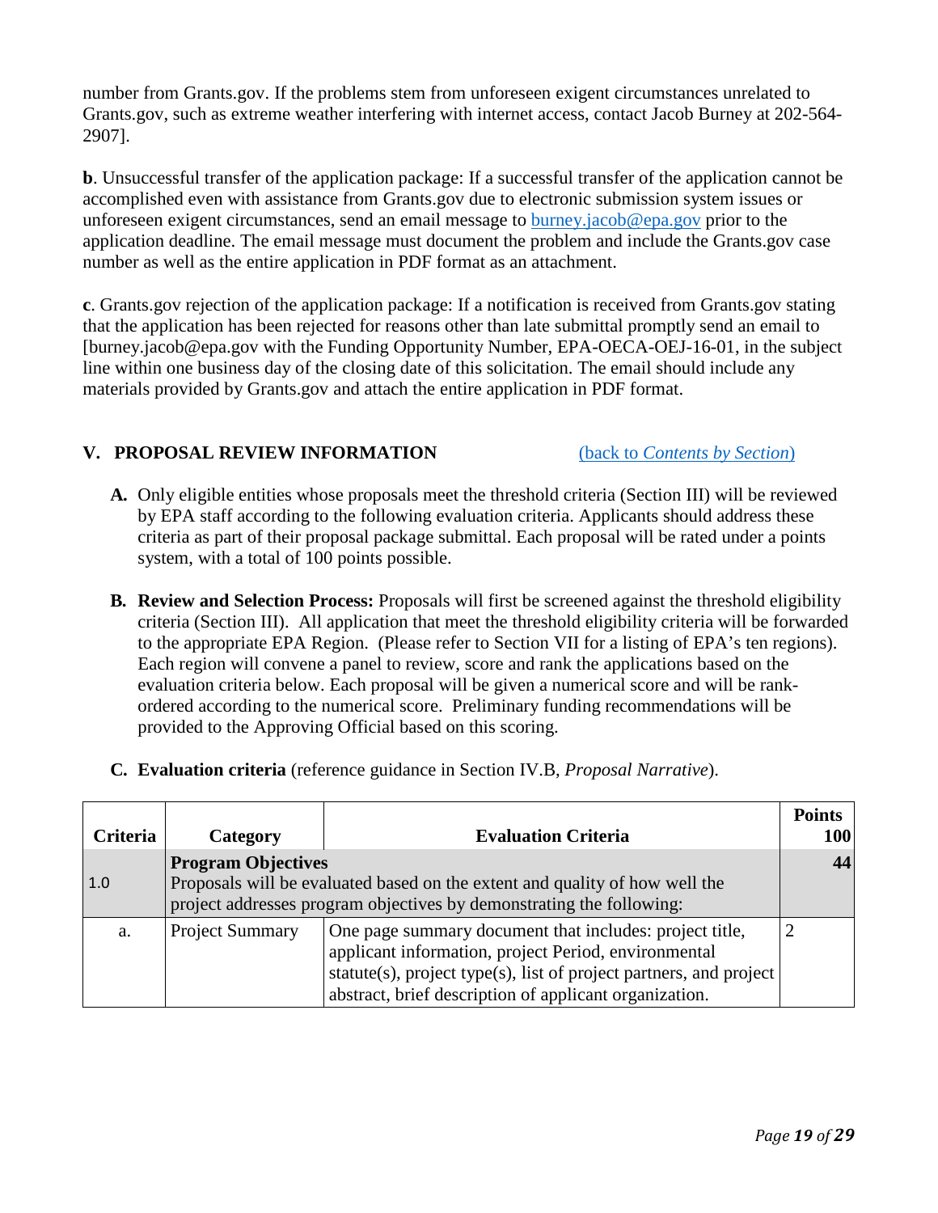number from Grants.gov. If the problems stem from unforeseen exigent circumstances unrelated to Grants.gov, such as extreme weather interfering with internet access, contact Jacob Burney at 202-564-2907].

**b**. Unsuccessful transfer of the application package: If a successful transfer of the application cannot be accomplished even with assistance from Grants.gov due to electronic submission system issues or unforeseen exigent circumstances, send an email message to burney.jacob@epa.gov prior to the application deadline. The email message must document the problem and include the Grants.gov case number as well as the entire application in PDF format as an attachment.

**c**. Grants.gov rejection of the application package: If a notification is received from Grants.gov stating that the application has been rejected for reasons other than late submittal promptly send an email to [burney.jacob@epa.gov with the Funding Opportunity Number, EPA-OECA-OEJ-16-01, in the subject line within one business day of the closing date of this solicitation. The email should include any materials provided by Grants.gov and attach the entire application in PDF format.

## V. PROPOSAL REVIEW INFORMATION

(back to *Contents by Section*)

**A.** Only eligible entities whose proposals meet the threshold criteria (Section III) will be reviewed by EPA staff according to the following evaluation criteria. Applicants should address these criteria as part of their proposal package submittal. Each proposal will be rated under a points system, with a total of 100 points possible.

**B. Review and Selection Process:** Proposals will first be screened against the threshold eligibility criteria (Section III). All application that meet the threshold eligibility criteria will be forwarded to the appropriate EPA Region. (Please refer to Section VII for a listing of EPA's ten regions). Each region will convene a panel to review, score and rank the applications based on the evaluation criteria below. Each proposal will be given a numerical score and will be rank-ordered according to the numerical score. Preliminary funding recommendations will be provided to the Approving Official based on this scoring.

**C. Evaluation criteria** (reference guidance in Section IV.B, *Proposal Narrative*).

| Criteria | Category | Evaluation Criteria | Points 100 |
|---|---|---|---|
| 1.0 | **Program Objectives** Proposals will be evaluated based on the extent and quality of how well the project addresses program objectives by demonstrating the following: | | **44** |
| a. | Project Summary | One page summary document that includes: project title, applicant information, project Period, environmental statute(s), project type(s), list of project partners, and project abstract, brief description of applicant organization. | 2 |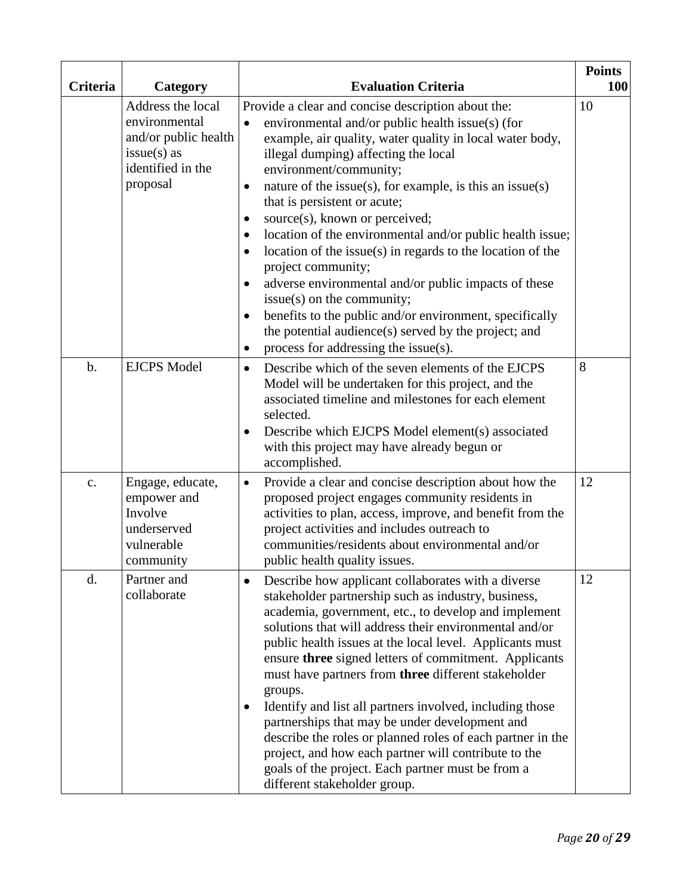| Criteria | Category | Evaluation Criteria | Points 100 |
|---|---|---|---|
| | Address the local environmental and/or public health issue(s) as identified in the proposal | Provide a clear and concise description about the:<br>• environmental and/or public health issue(s) (for example, air quality, water quality in local water body, illegal dumping) affecting the local environment/community;<br>• nature of the issue(s), for example, is this an issue(s) that is persistent or acute;<br>• source(s), known or perceived;<br>• location of the environmental and/or public health issue;<br>• location of the issue(s) in regards to the location of the project community;<br>• adverse environmental and/or public impacts of these issue(s) on the community;<br>• benefits to the public and/or environment, specifically the potential audience(s) served by the project; and<br>• process for addressing the issue(s). | 10 |
| b. | EJCPS Model | • Describe which of the seven elements of the EJCPS Model will be undertaken for this project, and the associated timeline and milestones for each element selected.<br>• Describe which EJCPS Model element(s) associated with this project may have already begun or accomplished. | 8 |
| c. | Engage, educate, empower and Involve underserved vulnerable community | • Provide a clear and concise description about how the proposed project engages community residents in activities to plan, access, improve, and benefit from the project activities and includes outreach to communities/residents about environmental and/or public health quality issues. | 12 |
| d. | Partner and collaborate | • Describe how applicant collaborates with a diverse stakeholder partnership such as industry, business, academia, government, etc., to develop and implement solutions that will address their environmental and/or public health issues at the local level. Applicants must ensure **three** signed letters of commitment. Applicants must have partners from **three** different stakeholder groups.<br>• Identify and list all partners involved, including those partnerships that may be under development and describe the roles or planned roles of each partner in the project, and how each partner will contribute to the goals of the project. Each partner must be from a different stakeholder group. | 12 |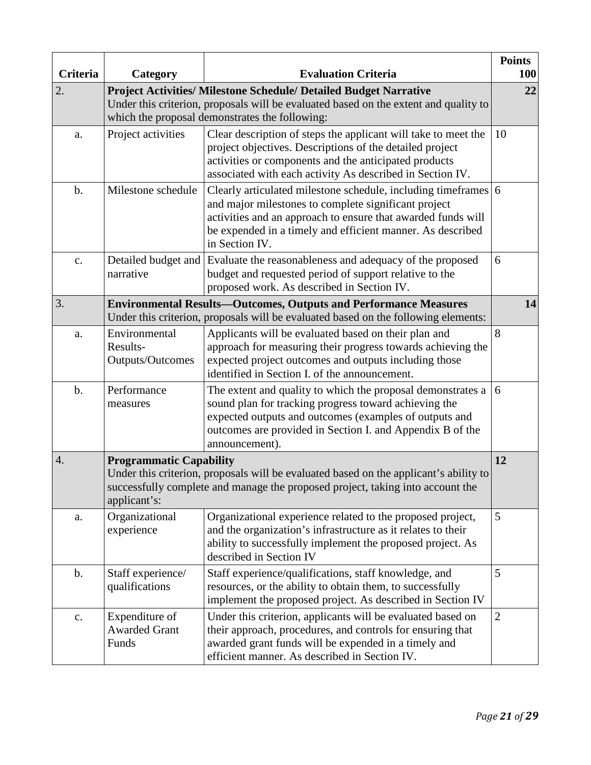| Criteria | Category | Evaluation Criteria | Points 100 |
|---|---|---|---|
| 2. | **Project Activities/ Milestone Schedule/ Detailed Budget Narrative** Under this criterion, proposals will be evaluated based on the extent and quality to which the proposal demonstrates the following: | | **22** |
| a. | Project activities | Clear description of steps the applicant will take to meet the project objectives. Descriptions of the detailed project activities or components and the anticipated products associated with each activity As described in Section IV. | 10 |
| b. | Milestone schedule | Clearly articulated milestone schedule, including timeframes and major milestones to complete significant project activities and an approach to ensure that awarded funds will be expended in a timely and efficient manner. As described in Section IV. | 6 |
| c. | Detailed budget and narrative | Evaluate the reasonableness and adequacy of the proposed budget and requested period of support relative to the proposed work. As described in Section IV. | 6 |
| 3. | **Environmental Results—Outcomes, Outputs and Performance Measures** Under this criterion, proposals will be evaluated based on the following elements: | | **14** |
| a. | Environmental Results-Outputs/Outcomes | Applicants will be evaluated based on their plan and approach for measuring their progress towards achieving the expected project outcomes and outputs including those identified in Section I. of the announcement. | 8 |
| b. | Performance measures | The extent and quality to which the proposal demonstrates a sound plan for tracking progress toward achieving the expected outputs and outcomes (examples of outputs and outcomes are provided in Section I. and Appendix B of the announcement). | 6 |
| 4. | **Programmatic Capability** Under this criterion, proposals will be evaluated based on the applicant's ability to successfully complete and manage the proposed project, taking into account the applicant's: | | **12** |
| a. | Organizational experience | Organizational experience related to the proposed project, and the organization's infrastructure as it relates to their ability to successfully implement the proposed project. As described in Section IV | 5 |
| b. | Staff experience/ qualifications | Staff experience/qualifications, staff knowledge, and resources, or the ability to obtain them, to successfully implement the proposed project. As described in Section IV | 5 |
| c. | Expenditure of Awarded Grant Funds | Under this criterion, applicants will be evaluated based on their approach, procedures, and controls for ensuring that awarded grant funds will be expended in a timely and efficient manner. As described in Section IV. | 2 |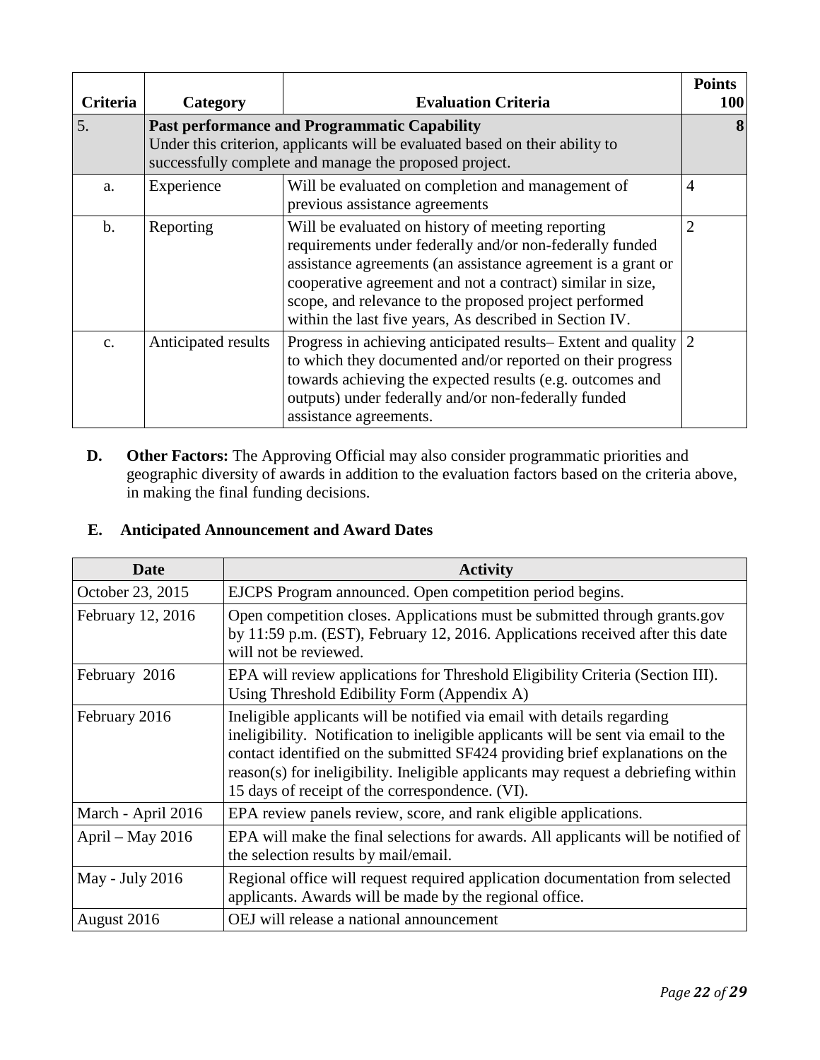| Criteria | Category | Evaluation Criteria | Points 100 |
|---|---|---|---|
| 5. | **Past performance and Programmatic Capability** Under this criterion, applicants will be evaluated based on their ability to successfully complete and manage the proposed project. | | **8** |
| a. | Experience | Will be evaluated on completion and management of previous assistance agreements | 4 |
| b. | Reporting | Will be evaluated on history of meeting reporting requirements under federally and/or non-federally funded assistance agreements (an assistance agreement is a grant or cooperative agreement and not a contract) similar in size, scope, and relevance to the proposed project performed within the last five years, As described in Section IV. | 2 |
| c. | Anticipated results | Progress in achieving anticipated results– Extent and quality to which they documented and/or reported on their progress towards achieving the expected results (e.g. outcomes and outputs) under federally and/or non-federally funded assistance agreements. | 2 |

**D. Other Factors:** The Approving Official may also consider programmatic priorities and geographic diversity of awards in addition to the evaluation factors based on the criteria above, in making the final funding decisions.

## E. Anticipated Announcement and Award Dates

| Date | Activity |
|---|---|
| October 23, 2015 | EJCPS Program announced. Open competition period begins. |
| February 12, 2016 | Open competition closes. Applications must be submitted through grants.gov by 11:59 p.m. (EST), February 12, 2016. Applications received after this date will not be reviewed. |
| February 2016 | EPA will review applications for Threshold Eligibility Criteria (Section III). Using Threshold Edibility Form (Appendix A) |
| February 2016 | Ineligible applicants will be notified via email with details regarding ineligibility. Notification to ineligible applicants will be sent via email to the contact identified on the submitted SF424 providing brief explanations on the reason(s) for ineligibility. Ineligible applicants may request a debriefing within 15 days of receipt of the correspondence. (VI). |
| March - April 2016 | EPA review panels review, score, and rank eligible applications. |
| April – May 2016 | EPA will make the final selections for awards. All applicants will be notified of the selection results by mail/email. |
| May - July 2016 | Regional office will request required application documentation from selected applicants. Awards will be made by the regional office. |
| August 2016 | OEJ will release a national announcement |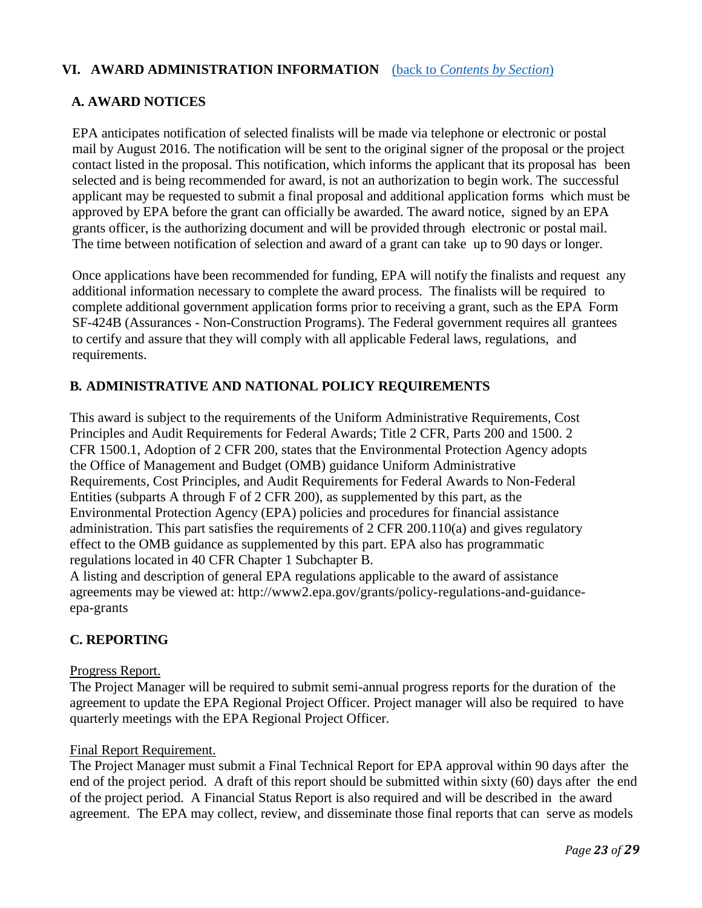## VI. AWARD ADMINISTRATION INFORMATION (back to *Contents by Section*)

### A. AWARD NOTICES

EPA anticipates notification of selected finalists will be made via telephone or electronic or postal mail by August 2016. The notification will be sent to the original signer of the proposal or the project contact listed in the proposal. This notification, which informs the applicant that its proposal has been selected and is being recommended for award, is not an authorization to begin work. The successful applicant may be requested to submit a final proposal and additional application forms which must be approved by EPA before the grant can officially be awarded. The award notice, signed by an EPA grants officer, is the authorizing document and will be provided through electronic or postal mail. The time between notification of selection and award of a grant can take up to 90 days or longer.

Once applications have been recommended for funding, EPA will notify the finalists and request any additional information necessary to complete the award process. The finalists will be required to complete additional government application forms prior to receiving a grant, such as the EPA Form SF-424B (Assurances - Non-Construction Programs). The Federal government requires all grantees to certify and assure that they will comply with all applicable Federal laws, regulations, and requirements.

### B. ADMINISTRATIVE AND NATIONAL POLICY REQUIREMENTS

This award is subject to the requirements of the Uniform Administrative Requirements, Cost Principles and Audit Requirements for Federal Awards; Title 2 CFR, Parts 200 and 1500. 2 CFR 1500.1, Adoption of 2 CFR 200, states that the Environmental Protection Agency adopts the Office of Management and Budget (OMB) guidance Uniform Administrative Requirements, Cost Principles, and Audit Requirements for Federal Awards to Non-Federal Entities (subparts A through F of 2 CFR 200), as supplemented by this part, as the Environmental Protection Agency (EPA) policies and procedures for financial assistance administration. This part satisfies the requirements of 2 CFR 200.110(a) and gives regulatory effect to the OMB guidance as supplemented by this part. EPA also has programmatic regulations located in 40 CFR Chapter 1 Subchapter B.

A listing and description of general EPA regulations applicable to the award of assistance agreements may be viewed at: http://www2.epa.gov/grants/policy-regulations-and-guidance-epa-grants

### C. REPORTING

Progress Report.

The Project Manager will be required to submit semi-annual progress reports for the duration of the agreement to update the EPA Regional Project Officer. Project manager will also be required to have quarterly meetings with the EPA Regional Project Officer.

Final Report Requirement.

The Project Manager must submit a Final Technical Report for EPA approval within 90 days after the end of the project period. A draft of this report should be submitted within sixty (60) days after the end of the project period. A Financial Status Report is also required and will be described in the award agreement. The EPA may collect, review, and disseminate those final reports that can serve as models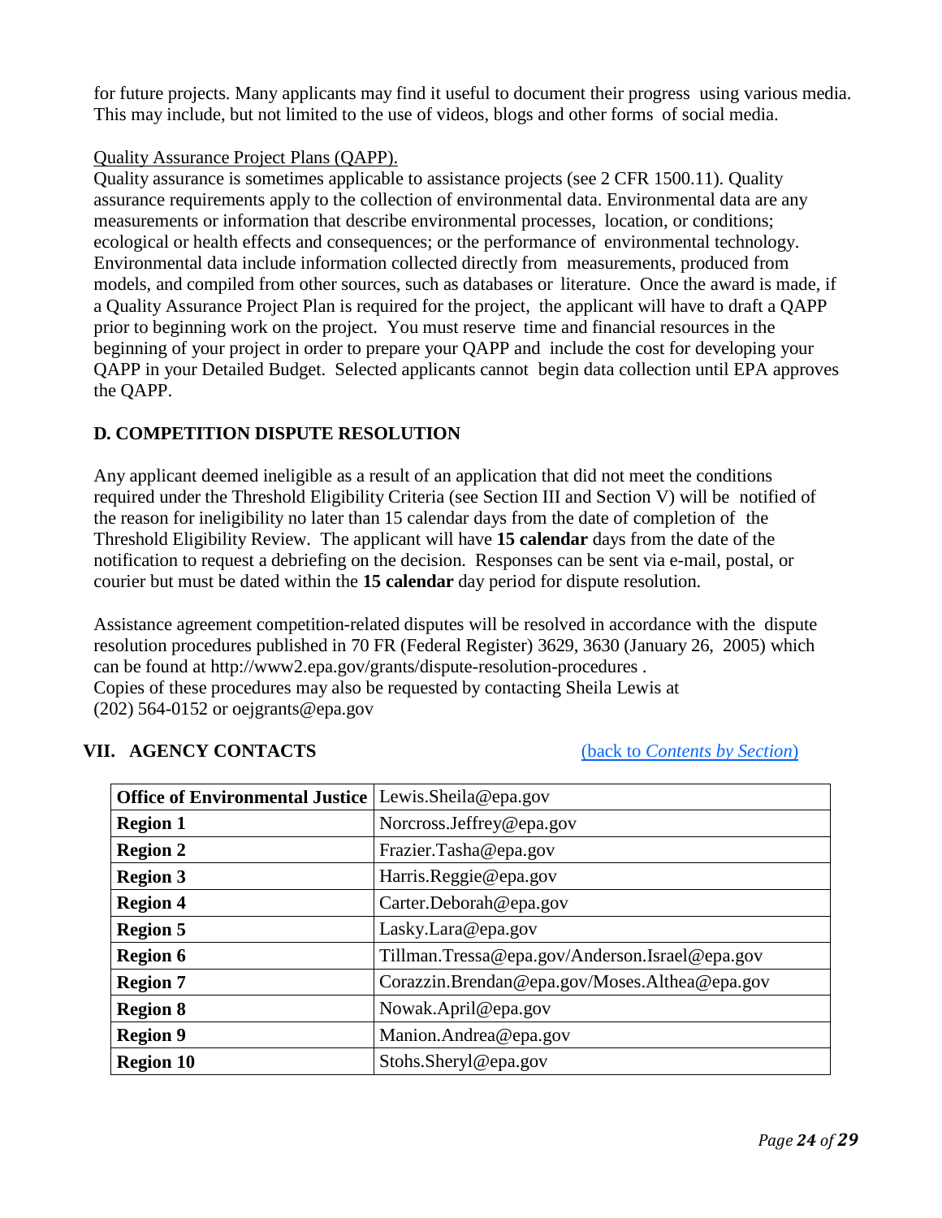for future projects. Many applicants may find it useful to document their progress using various media. This may include, but not limited to the use of videos, blogs and other forms of social media.

Quality Assurance Project Plans (QAPP).

Quality assurance is sometimes applicable to assistance projects (see 2 CFR 1500.11). Quality assurance requirements apply to the collection of environmental data. Environmental data are any measurements or information that describe environmental processes, location, or conditions; ecological or health effects and consequences; or the performance of environmental technology. Environmental data include information collected directly from measurements, produced from models, and compiled from other sources, such as databases or literature. Once the award is made, if a Quality Assurance Project Plan is required for the project, the applicant will have to draft a QAPP prior to beginning work on the project. You must reserve time and financial resources in the beginning of your project in order to prepare your QAPP and include the cost for developing your QAPP in your Detailed Budget. Selected applicants cannot begin data collection until EPA approves the QAPP.

### D. COMPETITION DISPUTE RESOLUTION

Any applicant deemed ineligible as a result of an application that did not meet the conditions required under the Threshold Eligibility Criteria (see Section III and Section V) will be notified of the reason for ineligibility no later than 15 calendar days from the date of completion of the Threshold Eligibility Review. The applicant will have **15 calendar** days from the date of the notification to request a debriefing on the decision. Responses can be sent via e-mail, postal, or courier but must be dated within the **15 calendar** day period for dispute resolution.

Assistance agreement competition-related disputes will be resolved in accordance with the dispute resolution procedures published in 70 FR (Federal Register) 3629, 3630 (January 26, 2005) which can be found at http://www2.epa.gov/grants/dispute-resolution-procedures .
Copies of these procedures may also be requested by contacting Sheila Lewis at
(202) 564-0152 or oejgrants@epa.gov

## VII. AGENCY CONTACTS

(back to *Contents by Section*)

| **Office of Environmental Justice** | Lewis.Sheila@epa.gov |
|---|---|
| **Region 1** | Norcross.Jeffrey@epa.gov |
| **Region 2** | Frazier.Tasha@epa.gov |
| **Region 3** | Harris.Reggie@epa.gov |
| **Region 4** | Carter.Deborah@epa.gov |
| **Region 5** | Lasky.Lara@epa.gov |
| **Region 6** | Tillman.Tressa@epa.gov/Anderson.Israel@epa.gov |
| **Region 7** | Corazzin.Brendan@epa.gov/Moses.Althea@epa.gov |
| **Region 8** | Nowak.April@epa.gov |
| **Region 9** | Manion.Andrea@epa.gov |
| **Region 10** | Stohs.Sheryl@epa.gov |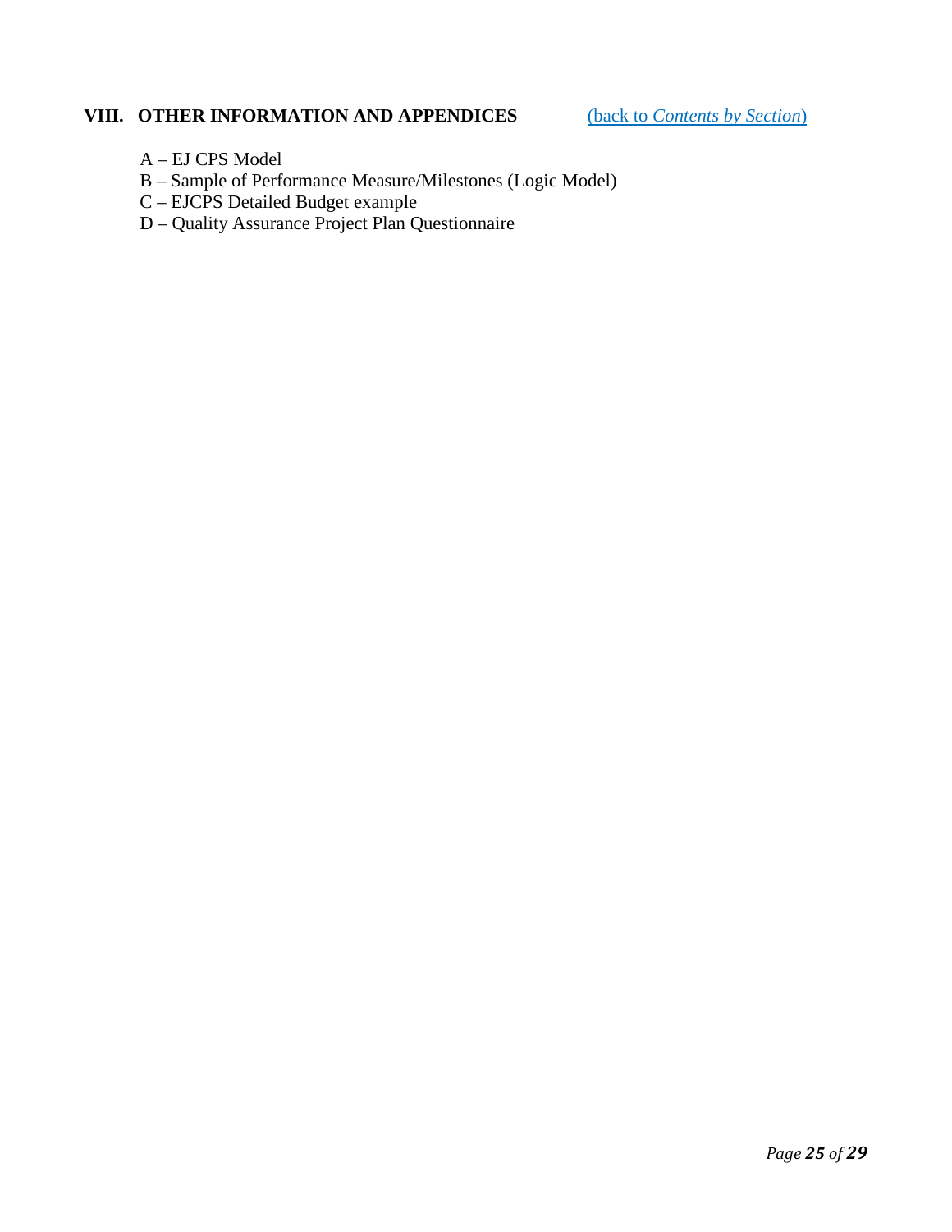## VIII. OTHER INFORMATION AND APPENDICES (back to *Contents by Section*)

A – EJ CPS Model
B – Sample of Performance Measure/Milestones (Logic Model)
C – EJCPS Detailed Budget example
D – Quality Assurance Project Plan Questionnaire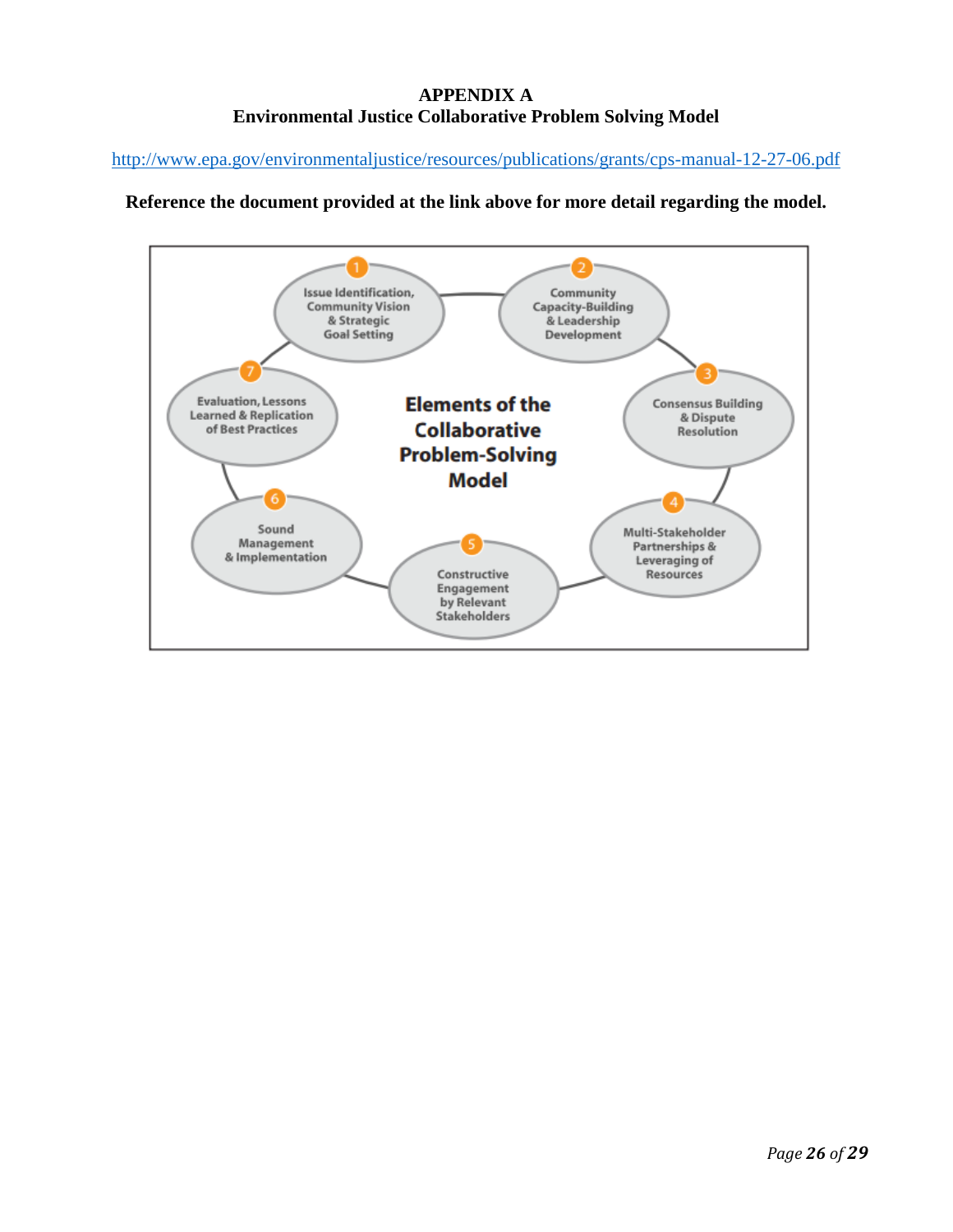# APPENDIX A
## Environmental Justice Collaborative Problem Solving Model

http://www.epa.gov/environmentaljustice/resources/publications/grants/cps-manual-12-27-06.pdf

**Reference the document provided at the link above for more detail regarding the model.**

**Elements of the Collaborative Problem-Solving Model**

1. Issue Identification, Community Vision & Strategic Goal Setting
2. Community Capacity-Building & Leadership Development
3. Consensus Building & Dispute Resolution
4. Multi-Stakeholder Partnerships & Leveraging of Resources
5. Constructive Engagement by Relevant Stakeholders
6. Sound Management & Implementation
7. Evaluation, Lessons Learned & Replication of Best Practices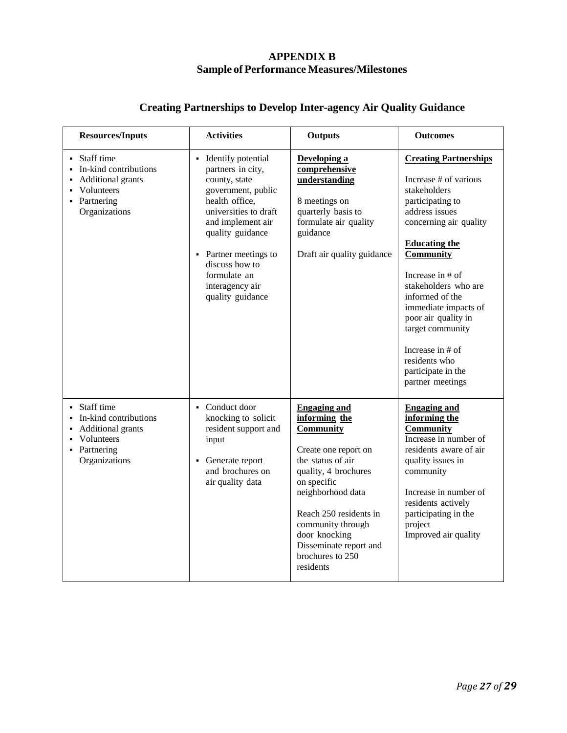# APPENDIX B
## Sample of Performance Measures/Milestones

### Creating Partnerships to Develop Inter-agency Air Quality Guidance

| Resources/Inputs | Activities | Outputs | Outcomes |
|---|---|---|---|
| ▪ Staff time<br>▪ In-kind contributions<br>▪ Additional grants<br>▪ Volunteers<br>▪ Partnering Organizations | ▪ Identify potential partners in city, county, state government, public health office, universities to draft and implement air quality guidance<br><br>▪ Partner meetings to discuss how to formulate an interagency air quality guidance | **Developing a comprehensive understanding**<br><br>8 meetings on quarterly basis to formulate air quality guidance<br><br>Draft air quality guidance | **Creating Partnerships**<br><br>Increase # of various stakeholders participating to address issues concerning air quality<br><br>**Educating the Community**<br><br>Increase in # of stakeholders who are informed of the immediate impacts of poor air quality in target community<br><br>Increase in # of residents who participate in the partner meetings |
| ▪ Staff time<br>▪ In-kind contributions<br>▪ Additional grants<br>▪ Volunteers<br>▪ Partnering Organizations | ▪ Conduct door knocking to solicit resident support and input<br><br>▪ Generate report and brochures on air quality data | **Engaging and informing the Community**<br><br>Create one report on the status of air quality, 4 brochures on specific neighborhood data<br><br>Reach 250 residents in community through door knocking<br>Disseminate report and brochures to 250 residents | **Engaging and informing the Community**<br>Increase in number of residents aware of air quality issues in community<br><br>Increase in number of residents actively participating in the project<br>Improved air quality |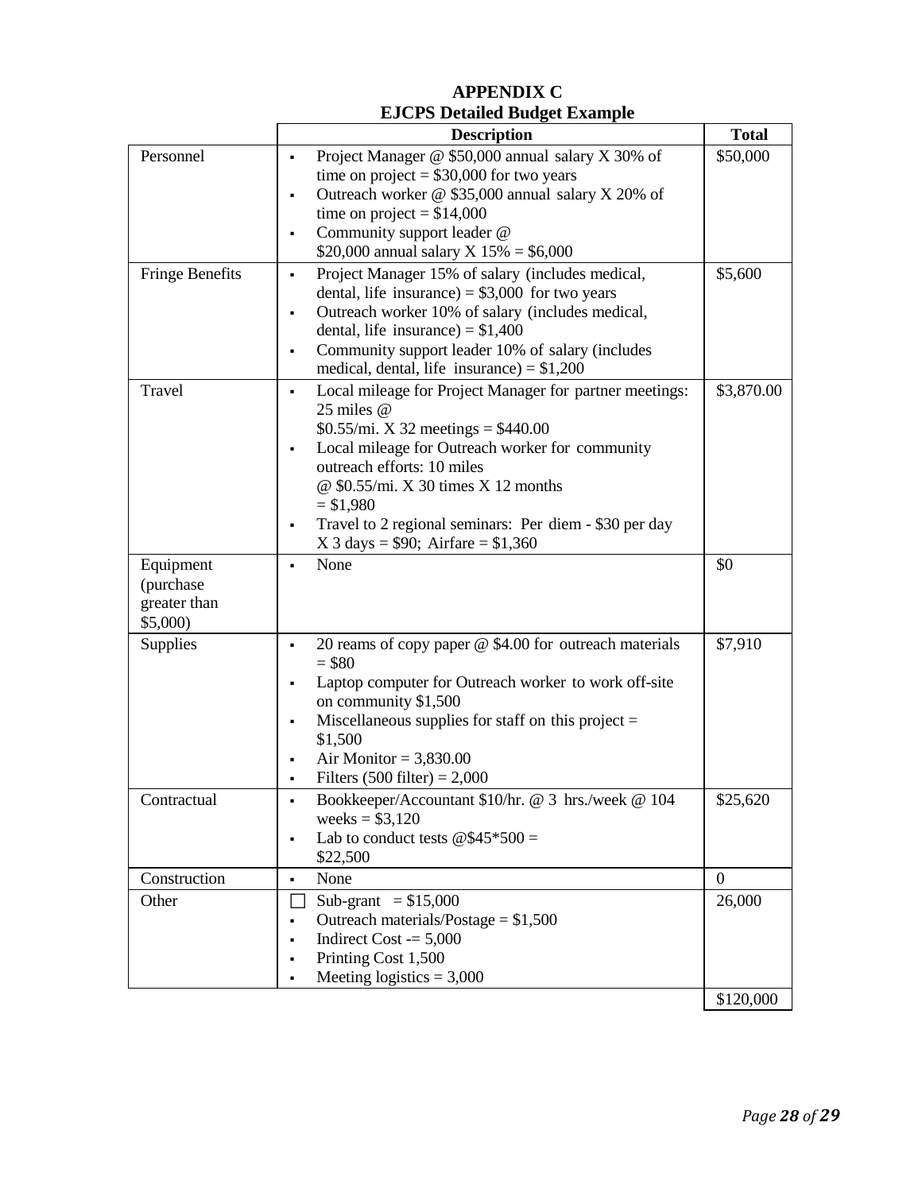# APPENDIX C

## EJCPS Detailed Budget Example

| | Description | Total |
|---|---|---|
| Personnel | ▪ Project Manager @ $50,000 annual salary X 30% of time on project = $30,000 for two years<br>▪ Outreach worker @ $35,000 annual salary X 20% of time on project = $14,000<br>▪ Community support leader @ $20,000 annual salary X 15% = $6,000 | $50,000 |
| Fringe Benefits | ▪ Project Manager 15% of salary (includes medical, dental, life insurance) = $3,000 for two years<br>▪ Outreach worker 10% of salary (includes medical, dental, life insurance) = $1,400<br>▪ Community support leader 10% of salary (includes medical, dental, life insurance) = $1,200 | $5,600 |
| Travel | ▪ Local mileage for Project Manager for partner meetings: 25 miles @ $0.55/mi. X 32 meetings = $440.00<br>▪ Local mileage for Outreach worker for community outreach efforts: 10 miles @ $0.55/mi. X 30 times X 12 months = $1,980<br>▪ Travel to 2 regional seminars: Per diem - $30 per day X 3 days = $90; Airfare = $1,360 | $3,870.00 |
| Equipment (purchase greater than $5,000) | ▪ None | $0 |
| Supplies | ▪ 20 reams of copy paper @ $4.00 for outreach materials = $80<br>▪ Laptop computer for Outreach worker to work off-site on community $1,500<br>▪ Miscellaneous supplies for staff on this project = $1,500<br>▪ Air Monitor = 3,830.00<br>▪ Filters (500 filter) = 2,000 | $7,910 |
| Contractual | ▪ Bookkeeper/Accountant $10/hr. @ 3 hrs./week @ 104 weeks = $3,120<br>▪ Lab to conduct tests @$45*500 = $22,500 | $25,620 |
| Construction | ▪ None | 0 |
| Other | ☐ Sub-grant = $15,000<br>▪ Outreach materials/Postage = $1,500<br>▪ Indirect Cost -= 5,000<br>▪ Printing Cost 1,500<br>▪ Meeting logistics = 3,000 | 26,000 |
| | | $120,000 |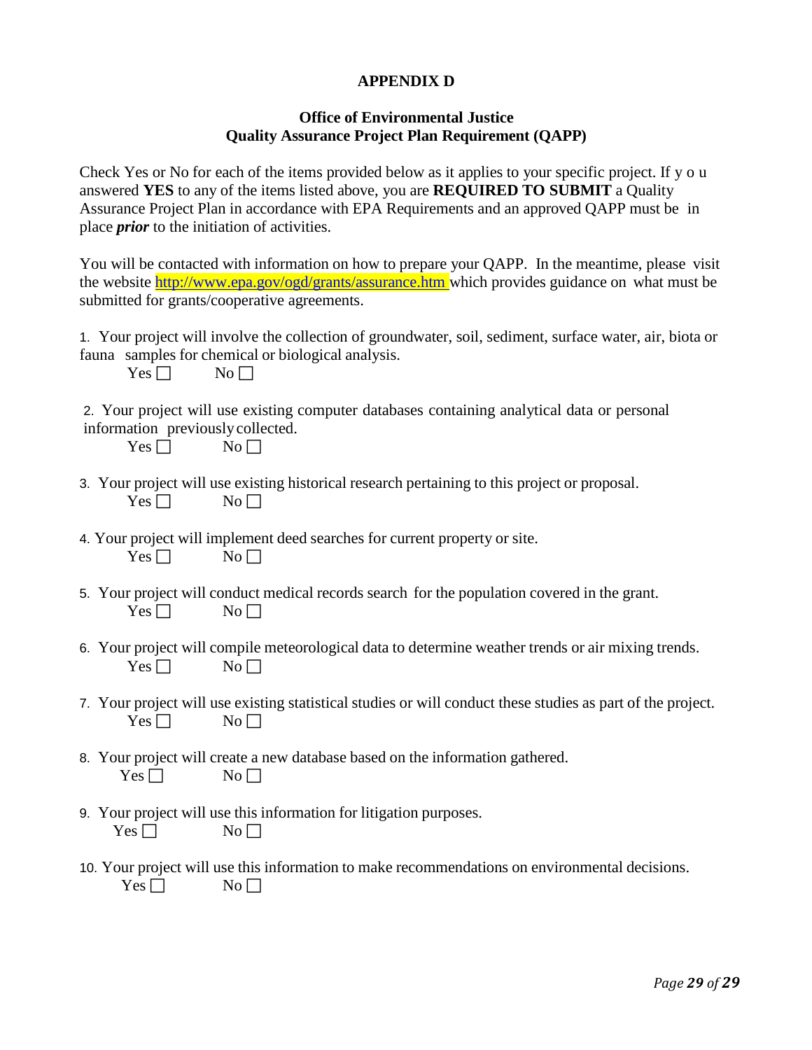# APPENDIX D

## Office of Environmental Justice
## Quality Assurance Project Plan Requirement (QAPP)

Check Yes or No for each of the items provided below as it applies to your specific project. If you answered **YES** to any of the items listed above, you are **REQUIRED TO SUBMIT** a Quality Assurance Project Plan in accordance with EPA Requirements and an approved QAPP must be in place ***prior*** to the initiation of activities.

You will be contacted with information on how to prepare your QAPP. In the meantime, please visit the website http://www.epa.gov/ogd/grants/assurance.htm which provides guidance on what must be submitted for grants/cooperative agreements.

1. Your project will involve the collection of groundwater, soil, sediment, surface water, air, biota or fauna samples for chemical or biological analysis.
   Yes ☐ No ☐

2. Your project will use existing computer databases containing analytical data or personal information previously collected.
   Yes ☐ No ☐

3. Your project will use existing historical research pertaining to this project or proposal.
   Yes ☐ No ☐

4. Your project will implement deed searches for current property or site.
   Yes ☐ No ☐

5. Your project will conduct medical records search for the population covered in the grant.
   Yes ☐ No ☐

6. Your project will compile meteorological data to determine weather trends or air mixing trends.
   Yes ☐ No ☐

7. Your project will use existing statistical studies or will conduct these studies as part of the project.
   Yes ☐ No ☐

8. Your project will create a new database based on the information gathered.
   Yes ☐ No ☐

9. Your project will use this information for litigation purposes.
   Yes ☐ No ☐

10. Your project will use this information to make recommendations on environmental decisions.
    Yes ☐ No ☐